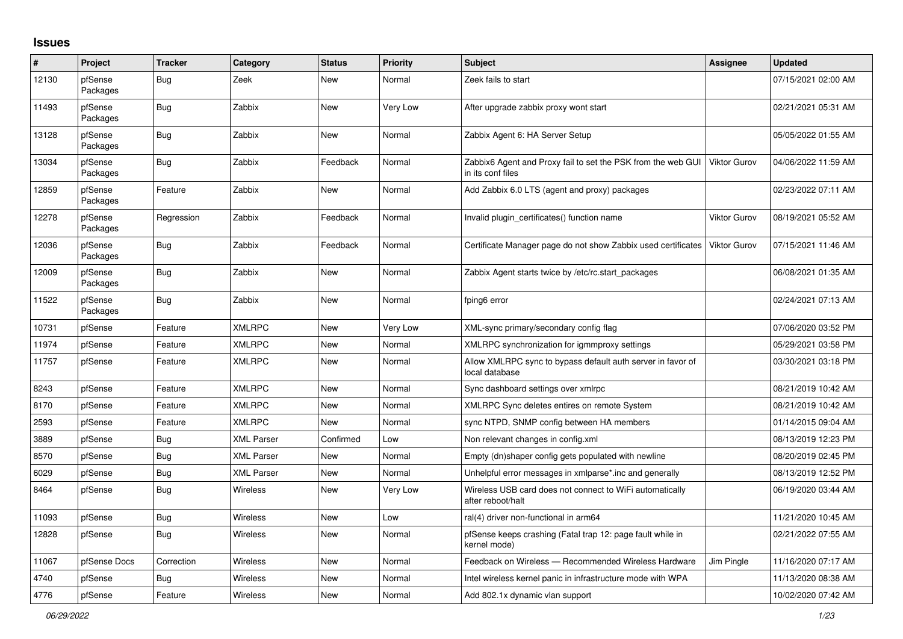# Issues

| # | Project | Tracker | Category | Status | Priority | Subject | Assignee | Updated |
|---|---|---|---|---|---|---|---|---|
| 12130 | pfSense Packages | Bug | Zeek | New | Normal | Zeek fails to start | | 07/15/2021 02:00 AM |
| 11493 | pfSense Packages | Bug | Zabbix | New | Very Low | After upgrade zabbix proxy wont start | | 02/21/2021 05:31 AM |
| 13128 | pfSense Packages | Bug | Zabbix | New | Normal | Zabbix Agent 6: HA Server Setup | | 05/05/2022 01:55 AM |
| 13034 | pfSense Packages | Bug | Zabbix | Feedback | Normal | Zabbix6 Agent and Proxy fail to set the PSK from the web GUI in its conf files | Viktor Gurov | 04/06/2022 11:59 AM |
| 12859 | pfSense Packages | Feature | Zabbix | New | Normal | Add Zabbix 6.0 LTS (agent and proxy) packages | | 02/23/2022 07:11 AM |
| 12278 | pfSense Packages | Regression | Zabbix | Feedback | Normal | Invalid plugin_certificates() function name | Viktor Gurov | 08/19/2021 05:52 AM |
| 12036 | pfSense Packages | Bug | Zabbix | Feedback | Normal | Certificate Manager page do not show Zabbix used certificates | Viktor Gurov | 07/15/2021 11:46 AM |
| 12009 | pfSense Packages | Bug | Zabbix | New | Normal | Zabbix Agent starts twice by /etc/rc.start_packages | | 06/08/2021 01:35 AM |
| 11522 | pfSense Packages | Bug | Zabbix | New | Normal | fping6 error | | 02/24/2021 07:13 AM |
| 10731 | pfSense | Feature | XMLRPC | New | Very Low | XML-sync primary/secondary config flag | | 07/06/2020 03:52 PM |
| 11974 | pfSense | Feature | XMLRPC | New | Normal | XMLRPC synchronization for igmmproxy settings | | 05/29/2021 03:58 PM |
| 11757 | pfSense | Feature | XMLRPC | New | Normal | Allow XMLRPC sync to bypass default auth server in favor of local database | | 03/30/2021 03:18 PM |
| 8243 | pfSense | Feature | XMLRPC | New | Normal | Sync dashboard settings over xmlrpc | | 08/21/2019 10:42 AM |
| 8170 | pfSense | Feature | XMLRPC | New | Normal | XMLRPC Sync deletes entires on remote System | | 08/21/2019 10:42 AM |
| 2593 | pfSense | Feature | XMLRPC | New | Normal | sync NTPD, SNMP config between HA members | | 01/14/2015 09:04 AM |
| 3889 | pfSense | Bug | XML Parser | Confirmed | Low | Non relevant changes in config.xml | | 08/13/2019 12:23 PM |
| 8570 | pfSense | Bug | XML Parser | New | Normal | Empty (dn)shaper config gets populated with newline | | 08/20/2019 02:45 PM |
| 6029 | pfSense | Bug | XML Parser | New | Normal | Unhelpful error messages in xmlparse*.inc and generally | | 08/13/2019 12:52 PM |
| 8464 | pfSense | Bug | Wireless | New | Very Low | Wireless USB card does not connect to WiFi automatically after reboot/halt | | 06/19/2020 03:44 AM |
| 11093 | pfSense | Bug | Wireless | New | Low | ral(4) driver non-functional in arm64 | | 11/21/2020 10:45 AM |
| 12828 | pfSense | Bug | Wireless | New | Normal | pfSense keeps crashing (Fatal trap 12: page fault while in kernel mode) | | 02/21/2022 07:55 AM |
| 11067 | pfSense Docs | Correction | Wireless | New | Normal | Feedback on Wireless — Recommended Wireless Hardware | Jim Pingle | 11/16/2020 07:17 AM |
| 4740 | pfSense | Bug | Wireless | New | Normal | Intel wireless kernel panic in infrastructure mode with WPA | | 11/13/2020 08:38 AM |
| 4776 | pfSense | Feature | Wireless | New | Normal | Add 802.1x dynamic vlan support | | 10/02/2020 07:42 AM |

*06/29/2022*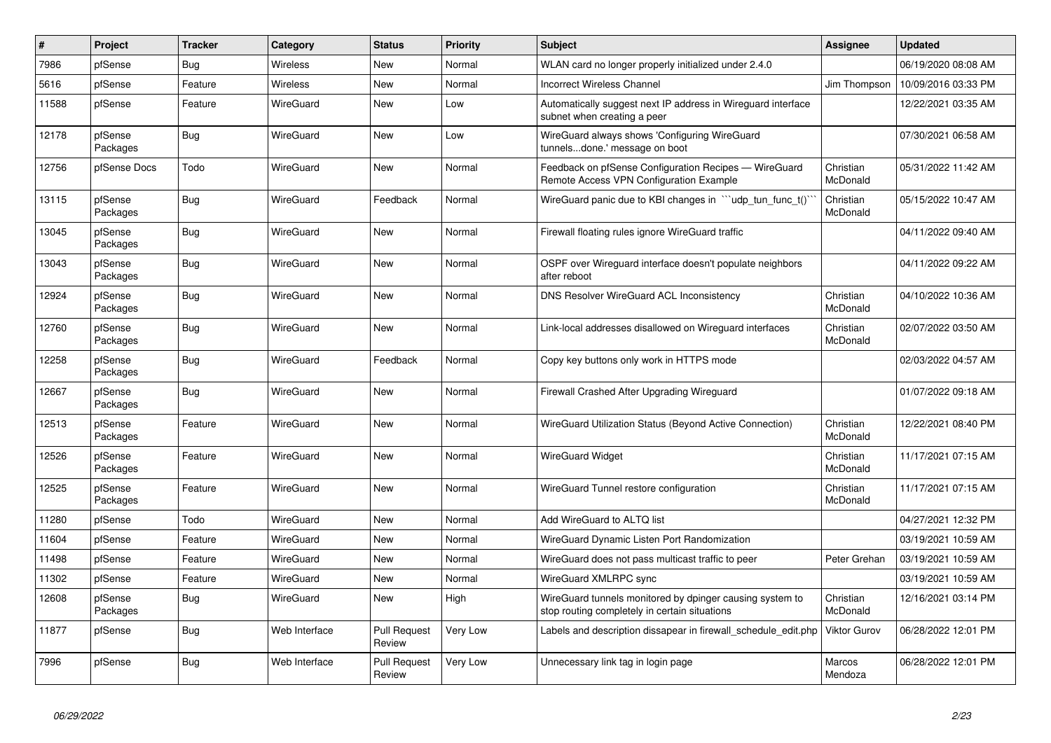| # | Project | Tracker | Category | Status | Priority | Subject | Assignee | Updated |
|---|---|---|---|---|---|---|---|---|
| 7986 | pfSense | Bug | Wireless | New | Normal | WLAN card no longer properly initialized under 2.4.0 | | 06/19/2020 08:08 AM |
| 5616 | pfSense | Feature | Wireless | New | Normal | Incorrect Wireless Channel | Jim Thompson | 10/09/2016 03:33 PM |
| 11588 | pfSense | Feature | WireGuard | New | Low | Automatically suggest next IP address in Wireguard interface subnet when creating a peer | | 12/22/2021 03:35 AM |
| 12178 | pfSense Packages | Bug | WireGuard | New | Low | WireGuard always shows 'Configuring WireGuard tunnels...done.' message on boot | | 07/30/2021 06:58 AM |
| 12756 | pfSense Docs | Todo | WireGuard | New | Normal | Feedback on pfSense Configuration Recipes — WireGuard Remote Access VPN Configuration Example | Christian McDonald | 05/31/2022 11:42 AM |
| 13115 | pfSense Packages | Bug | WireGuard | Feedback | Normal | WireGuard panic due to KBI changes in ```udp_tun_func_t()``` | Christian McDonald | 05/15/2022 10:47 AM |
| 13045 | pfSense Packages | Bug | WireGuard | New | Normal | Firewall floating rules ignore WireGuard traffic | | 04/11/2022 09:40 AM |
| 13043 | pfSense Packages | Bug | WireGuard | New | Normal | OSPF over Wireguard interface doesn't populate neighbors after reboot | | 04/11/2022 09:22 AM |
| 12924 | pfSense Packages | Bug | WireGuard | New | Normal | DNS Resolver WireGuard ACL Inconsistency | Christian McDonald | 04/10/2022 10:36 AM |
| 12760 | pfSense Packages | Bug | WireGuard | New | Normal | Link-local addresses disallowed on Wireguard interfaces | Christian McDonald | 02/07/2022 03:50 AM |
| 12258 | pfSense Packages | Bug | WireGuard | Feedback | Normal | Copy key buttons only work in HTTPS mode | | 02/03/2022 04:57 AM |
| 12667 | pfSense Packages | Bug | WireGuard | New | Normal | Firewall Crashed After Upgrading Wireguard | | 01/07/2022 09:18 AM |
| 12513 | pfSense Packages | Feature | WireGuard | New | Normal | WireGuard Utilization Status (Beyond Active Connection) | Christian McDonald | 12/22/2021 08:40 PM |
| 12526 | pfSense Packages | Feature | WireGuard | New | Normal | WireGuard Widget | Christian McDonald | 11/17/2021 07:15 AM |
| 12525 | pfSense Packages | Feature | WireGuard | New | Normal | WireGuard Tunnel restore configuration | Christian McDonald | 11/17/2021 07:15 AM |
| 11280 | pfSense | Todo | WireGuard | New | Normal | Add WireGuard to ALTQ list | | 04/27/2021 12:32 PM |
| 11604 | pfSense | Feature | WireGuard | New | Normal | WireGuard Dynamic Listen Port Randomization | | 03/19/2021 10:59 AM |
| 11498 | pfSense | Feature | WireGuard | New | Normal | WireGuard does not pass multicast traffic to peer | Peter Grehan | 03/19/2021 10:59 AM |
| 11302 | pfSense | Feature | WireGuard | New | Normal | WireGuard XMLRPC sync | | 03/19/2021 10:59 AM |
| 12608 | pfSense Packages | Bug | WireGuard | New | High | WireGuard tunnels monitored by dpinger causing system to stop routing completely in certain situations | Christian McDonald | 12/16/2021 03:14 PM |
| 11877 | pfSense | Bug | Web Interface | Pull Request Review | Very Low | Labels and description dissapear in firewall_schedule_edit.php | Viktor Gurov | 06/28/2022 12:01 PM |
| 7996 | pfSense | Bug | Web Interface | Pull Request Review | Very Low | Unnecessary link tag in login page | Marcos Mendoza | 06/28/2022 12:01 PM |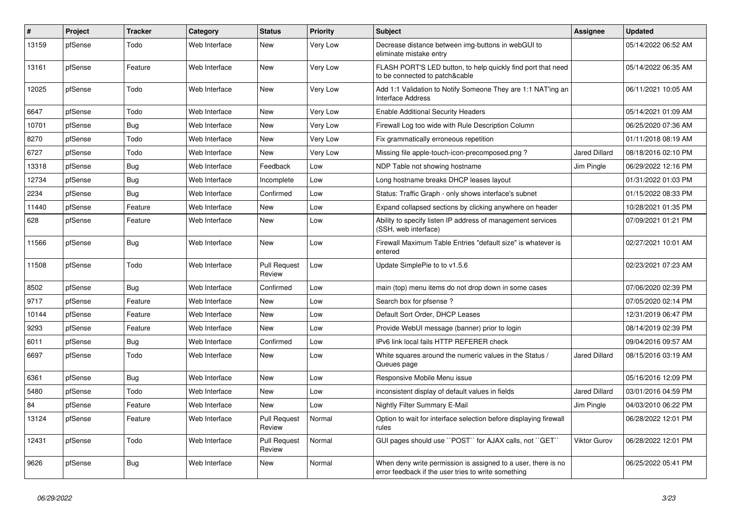| # | Project | Tracker | Category | Status | Priority | Subject | Assignee | Updated |
|---|---|---|---|---|---|---|---|---|
| 13159 | pfSense | Todo | Web Interface | New | Very Low | Decrease distance between img-buttons in webGUI to eliminate mistake entry | | 05/14/2022 06:52 AM |
| 13161 | pfSense | Feature | Web Interface | New | Very Low | FLASH PORT'S LED button, to help quickly find port that need to be connected to patch&cable | | 05/14/2022 06:35 AM |
| 12025 | pfSense | Todo | Web Interface | New | Very Low | Add 1:1 Validation to Notify Someone They are 1:1 NAT'ing an Interface Address | | 06/11/2021 10:05 AM |
| 6647 | pfSense | Todo | Web Interface | New | Very Low | Enable Additional Security Headers | | 05/14/2021 01:09 AM |
| 10701 | pfSense | Bug | Web Interface | New | Very Low | Firewall Log too wide with Rule Description Column | | 06/25/2020 07:36 AM |
| 8270 | pfSense | Todo | Web Interface | New | Very Low | Fix grammatically erroneous repetition | | 01/11/2018 08:19 AM |
| 6727 | pfSense | Todo | Web Interface | New | Very Low | Missing file apple-touch-icon-precomposed.png ? | Jared Dillard | 08/18/2016 02:10 PM |
| 13318 | pfSense | Bug | Web Interface | Feedback | Low | NDP Table not showing hostname | Jim Pingle | 06/29/2022 12:16 PM |
| 12734 | pfSense | Bug | Web Interface | Incomplete | Low | Long hostname breaks DHCP leases layout | | 01/31/2022 01:03 PM |
| 2234 | pfSense | Bug | Web Interface | Confirmed | Low | Status: Traffic Graph - only shows interface's subnet | | 01/15/2022 08:33 PM |
| 11440 | pfSense | Feature | Web Interface | New | Low | Expand collapsed sections by clicking anywhere on header | | 10/28/2021 01:35 PM |
| 628 | pfSense | Feature | Web Interface | New | Low | Ability to specify listen IP address of management services (SSH, web interface) | | 07/09/2021 01:21 PM |
| 11566 | pfSense | Bug | Web Interface | New | Low | Firewall Maximum Table Entries "default size" is whatever is entered | | 02/27/2021 10:01 AM |
| 11508 | pfSense | Todo | Web Interface | Pull Request Review | Low | Update SimplePie to to v1.5.6 | | 02/23/2021 07:23 AM |
| 8502 | pfSense | Bug | Web Interface | Confirmed | Low | main (top) menu items do not drop down in some cases | | 07/06/2020 02:39 PM |
| 9717 | pfSense | Feature | Web Interface | New | Low | Search box for pfsense ? | | 07/05/2020 02:14 PM |
| 10144 | pfSense | Feature | Web Interface | New | Low | Default Sort Order, DHCP Leases | | 12/31/2019 06:47 PM |
| 9293 | pfSense | Feature | Web Interface | New | Low | Provide WebUI message (banner) prior to login | | 08/14/2019 02:39 PM |
| 6011 | pfSense | Bug | Web Interface | Confirmed | Low | IPv6 link local fails HTTP REFERER check | | 09/04/2016 09:57 AM |
| 6697 | pfSense | Todo | Web Interface | New | Low | White squares around the numeric values in the Status / Queues page | Jared Dillard | 08/15/2016 03:19 AM |
| 6361 | pfSense | Bug | Web Interface | New | Low | Responsive Mobile Menu issue | | 05/16/2016 12:09 PM |
| 5480 | pfSense | Todo | Web Interface | New | Low | inconsistent display of default values in fields | Jared Dillard | 03/01/2016 04:59 PM |
| 84 | pfSense | Feature | Web Interface | New | Low | Nightly Filter Summary E-Mail | Jim Pingle | 04/03/2010 06:22 PM |
| 13124 | pfSense | Feature | Web Interface | Pull Request Review | Normal | Option to wait for interface selection before displaying firewall rules | | 06/28/2022 12:01 PM |
| 12431 | pfSense | Todo | Web Interface | Pull Request Review | Normal | GUI pages should use ``POST`` for AJAX calls, not ``GET`` | Viktor Gurov | 06/28/2022 12:01 PM |
| 9626 | pfSense | Bug | Web Interface | New | Normal | When deny write permission is assigned to a user, there is no error feedback if the user tries to write something | | 06/25/2022 05:41 PM |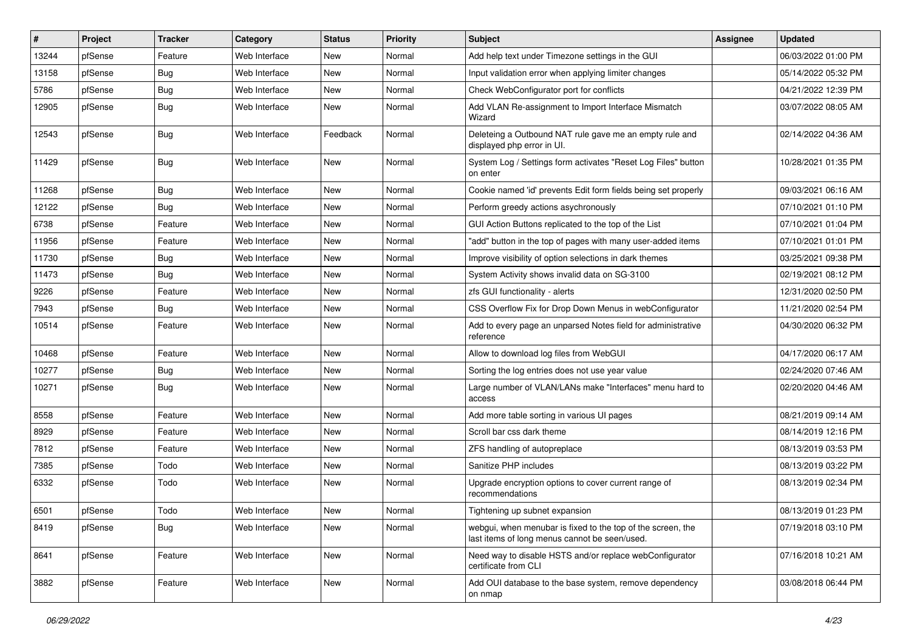| # | Project | Tracker | Category | Status | Priority | Subject | Assignee | Updated |
|---|---|---|---|---|---|---|---|---|
| 13244 | pfSense | Feature | Web Interface | New | Normal | Add help text under Timezone settings in the GUI | | 06/03/2022 01:00 PM |
| 13158 | pfSense | Bug | Web Interface | New | Normal | Input validation error when applying limiter changes | | 05/14/2022 05:32 PM |
| 5786 | pfSense | Bug | Web Interface | New | Normal | Check WebConfigurator port for conflicts | | 04/21/2022 12:39 PM |
| 12905 | pfSense | Bug | Web Interface | New | Normal | Add VLAN Re-assignment to Import Interface Mismatch Wizard | | 03/07/2022 08:05 AM |
| 12543 | pfSense | Bug | Web Interface | Feedback | Normal | Deleteing a Outbound NAT rule gave me an empty rule and displayed php error in UI. | | 02/14/2022 04:36 AM |
| 11429 | pfSense | Bug | Web Interface | New | Normal | System Log / Settings form activates "Reset Log Files" button on enter | | 10/28/2021 01:35 PM |
| 11268 | pfSense | Bug | Web Interface | New | Normal | Cookie named 'id' prevents Edit form fields being set properly | | 09/03/2021 06:16 AM |
| 12122 | pfSense | Bug | Web Interface | New | Normal | Perform greedy actions asychronously | | 07/10/2021 01:10 PM |
| 6738 | pfSense | Feature | Web Interface | New | Normal | GUI Action Buttons replicated to the top of the List | | 07/10/2021 01:04 PM |
| 11956 | pfSense | Feature | Web Interface | New | Normal | "add" button in the top of pages with many user-added items | | 07/10/2021 01:01 PM |
| 11730 | pfSense | Bug | Web Interface | New | Normal | Improve visibility of option selections in dark themes | | 03/25/2021 09:38 PM |
| 11473 | pfSense | Bug | Web Interface | New | Normal | System Activity shows invalid data on SG-3100 | | 02/19/2021 08:12 PM |
| 9226 | pfSense | Feature | Web Interface | New | Normal | zfs GUI functionality - alerts | | 12/31/2020 02:50 PM |
| 7943 | pfSense | Bug | Web Interface | New | Normal | CSS Overflow Fix for Drop Down Menus in webConfigurator | | 11/21/2020 02:54 PM |
| 10514 | pfSense | Feature | Web Interface | New | Normal | Add to every page an unparsed Notes field for administrative reference | | 04/30/2020 06:32 PM |
| 10468 | pfSense | Feature | Web Interface | New | Normal | Allow to download log files from WebGUI | | 04/17/2020 06:17 AM |
| 10277 | pfSense | Bug | Web Interface | New | Normal | Sorting the log entries does not use year value | | 02/24/2020 07:46 AM |
| 10271 | pfSense | Bug | Web Interface | New | Normal | Large number of VLAN/LANs make "Interfaces" menu hard to access | | 02/20/2020 04:46 AM |
| 8558 | pfSense | Feature | Web Interface | New | Normal | Add more table sorting in various UI pages | | 08/21/2019 09:14 AM |
| 8929 | pfSense | Feature | Web Interface | New | Normal | Scroll bar css dark theme | | 08/14/2019 12:16 PM |
| 7812 | pfSense | Feature | Web Interface | New | Normal | ZFS handling of autopreplace | | 08/13/2019 03:53 PM |
| 7385 | pfSense | Todo | Web Interface | New | Normal | Sanitize PHP includes | | 08/13/2019 03:22 PM |
| 6332 | pfSense | Todo | Web Interface | New | Normal | Upgrade encryption options to cover current range of recommendations | | 08/13/2019 02:34 PM |
| 6501 | pfSense | Todo | Web Interface | New | Normal | Tightening up subnet expansion | | 08/13/2019 01:23 PM |
| 8419 | pfSense | Bug | Web Interface | New | Normal | webgui, when menubar is fixed to the top of the screen, the last items of long menus cannot be seen/used. | | 07/19/2018 03:10 PM |
| 8641 | pfSense | Feature | Web Interface | New | Normal | Need way to disable HSTS and/or replace webConfigurator certificate from CLI | | 07/16/2018 10:21 AM |
| 3882 | pfSense | Feature | Web Interface | New | Normal | Add OUI database to the base system, remove dependency on nmap | | 03/08/2018 06:44 PM |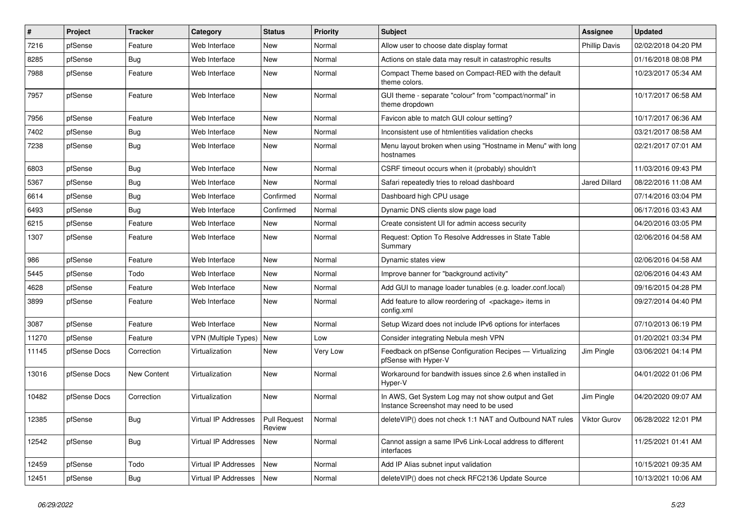| # | Project | Tracker | Category | Status | Priority | Subject | Assignee | Updated |
|---|---|---|---|---|---|---|---|---|
| 7216 | pfSense | Feature | Web Interface | New | Normal | Allow user to choose date display format | Phillip Davis | 02/02/2018 04:20 PM |
| 8285 | pfSense | Bug | Web Interface | New | Normal | Actions on stale data may result in catastrophic results | | 01/16/2018 08:08 PM |
| 7988 | pfSense | Feature | Web Interface | New | Normal | Compact Theme based on Compact-RED with the default theme colors. | | 10/23/2017 05:34 AM |
| 7957 | pfSense | Feature | Web Interface | New | Normal | GUI theme - separate "colour" from "compact/normal" in theme dropdown | | 10/17/2017 06:58 AM |
| 7956 | pfSense | Feature | Web Interface | New | Normal | Favicon able to match GUI colour setting? | | 10/17/2017 06:36 AM |
| 7402 | pfSense | Bug | Web Interface | New | Normal | Inconsistent use of htmlentities validation checks | | 03/21/2017 08:58 AM |
| 7238 | pfSense | Bug | Web Interface | New | Normal | Menu layout broken when using "Hostname in Menu" with long hostnames | | 02/21/2017 07:01 AM |
| 6803 | pfSense | Bug | Web Interface | New | Normal | CSRF timeout occurs when it (probably) shouldn't | | 11/03/2016 09:43 PM |
| 5367 | pfSense | Bug | Web Interface | New | Normal | Safari repeatedly tries to reload dashboard | Jared Dillard | 08/22/2016 11:08 AM |
| 6614 | pfSense | Bug | Web Interface | Confirmed | Normal | Dashboard high CPU usage | | 07/14/2016 03:04 PM |
| 6493 | pfSense | Bug | Web Interface | Confirmed | Normal | Dynamic DNS clients slow page load | | 06/17/2016 03:43 AM |
| 6215 | pfSense | Feature | Web Interface | New | Normal | Create consistent UI for admin access security | | 04/20/2016 03:05 PM |
| 1307 | pfSense | Feature | Web Interface | New | Normal | Request: Option To Resolve Addresses in State Table Summary | | 02/06/2016 04:58 AM |
| 986 | pfSense | Feature | Web Interface | New | Normal | Dynamic states view | | 02/06/2016 04:58 AM |
| 5445 | pfSense | Todo | Web Interface | New | Normal | Improve banner for "background activity" | | 02/06/2016 04:43 AM |
| 4628 | pfSense | Feature | Web Interface | New | Normal | Add GUI to manage loader tunables (e.g. loader.conf.local) | | 09/16/2015 04:28 PM |
| 3899 | pfSense | Feature | Web Interface | New | Normal | Add feature to allow reordering of <package> items in config.xml | | 09/27/2014 04:40 PM |
| 3087 | pfSense | Feature | Web Interface | New | Normal | Setup Wizard does not include IPv6 options for interfaces | | 07/10/2013 06:19 PM |
| 11270 | pfSense | Feature | VPN (Multiple Types) | New | Low | Consider integrating Nebula mesh VPN | | 01/20/2021 03:34 PM |
| 11145 | pfSense Docs | Correction | Virtualization | New | Very Low | Feedback on pfSense Configuration Recipes — Virtualizing pfSense with Hyper-V | Jim Pingle | 03/06/2021 04:14 PM |
| 13016 | pfSense Docs | New Content | Virtualization | New | Normal | Workaround for bandwith issues since 2.6 when installed in Hyper-V | | 04/01/2022 01:06 PM |
| 10482 | pfSense Docs | Correction | Virtualization | New | Normal | In AWS, Get System Log may not show output and Get Instance Screenshot may need to be used | Jim Pingle | 04/20/2020 09:07 AM |
| 12385 | pfSense | Bug | Virtual IP Addresses | Pull Request Review | Normal | deleteVIP() does not check 1:1 NAT and Outbound NAT rules | Viktor Gurov | 06/28/2022 12:01 PM |
| 12542 | pfSense | Bug | Virtual IP Addresses | New | Normal | Cannot assign a same IPv6 Link-Local address to different interfaces | | 11/25/2021 01:41 AM |
| 12459 | pfSense | Todo | Virtual IP Addresses | New | Normal | Add IP Alias subnet input validation | | 10/15/2021 09:35 AM |
| 12451 | pfSense | Bug | Virtual IP Addresses | New | Normal | deleteVIP() does not check RFC2136 Update Source | | 10/13/2021 10:06 AM |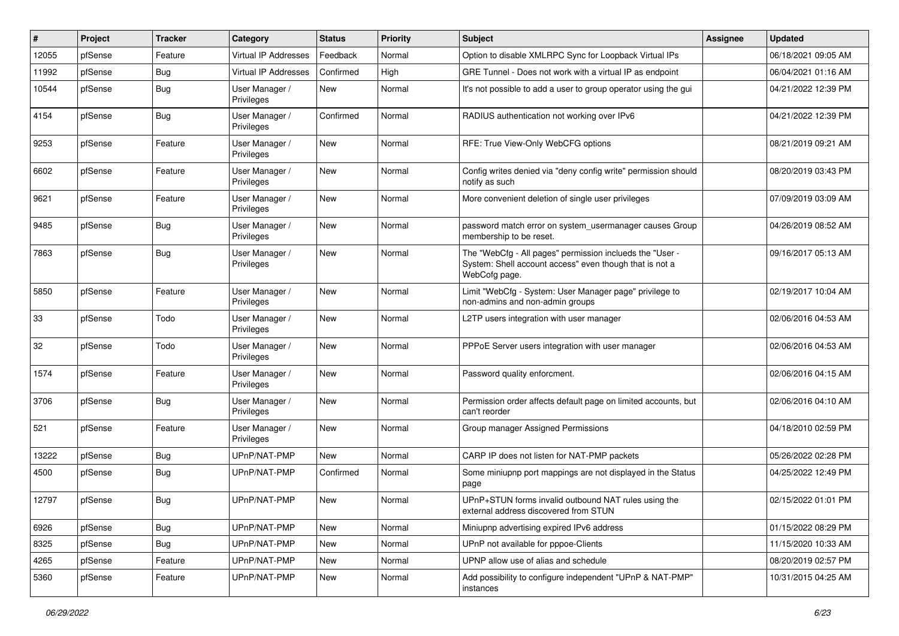| # | Project | Tracker | Category | Status | Priority | Subject | Assignee | Updated |
|---|---|---|---|---|---|---|---|---|
| 12055 | pfSense | Feature | Virtual IP Addresses | Feedback | Normal | Option to disable XMLRPC Sync for Loopback Virtual IPs | | 06/18/2021 09:05 AM |
| 11992 | pfSense | Bug | Virtual IP Addresses | Confirmed | High | GRE Tunnel - Does not work with a virtual IP as endpoint | | 06/04/2021 01:16 AM |
| 10544 | pfSense | Bug | User Manager / Privileges | New | Normal | It's not possible to add a user to group operator using the gui | | 04/21/2022 12:39 PM |
| 4154 | pfSense | Bug | User Manager / Privileges | Confirmed | Normal | RADIUS authentication not working over IPv6 | | 04/21/2022 12:39 PM |
| 9253 | pfSense | Feature | User Manager / Privileges | New | Normal | RFE: True View-Only WebCFG options | | 08/21/2019 09:21 AM |
| 6602 | pfSense | Feature | User Manager / Privileges | New | Normal | Config writes denied via "deny config write" permission should notify as such | | 08/20/2019 03:43 PM |
| 9621 | pfSense | Feature | User Manager / Privileges | New | Normal | More convenient deletion of single user privileges | | 07/09/2019 03:09 AM |
| 9485 | pfSense | Bug | User Manager / Privileges | New | Normal | password match error on system_usermanager causes Group membership to be reset. | | 04/26/2019 08:52 AM |
| 7863 | pfSense | Bug | User Manager / Privileges | New | Normal | The "WebCfg - All pages" permission inclueds the "User - System: Shell account access" even though that is not a WebCofg page. | | 09/16/2017 05:13 AM |
| 5850 | pfSense | Feature | User Manager / Privileges | New | Normal | Limit "WebCfg - System: User Manager page" privilege to non-admins and non-admin groups | | 02/19/2017 10:04 AM |
| 33 | pfSense | Todo | User Manager / Privileges | New | Normal | L2TP users integration with user manager | | 02/06/2016 04:53 AM |
| 32 | pfSense | Todo | User Manager / Privileges | New | Normal | PPPoE Server users integration with user manager | | 02/06/2016 04:53 AM |
| 1574 | pfSense | Feature | User Manager / Privileges | New | Normal | Password quality enforcment. | | 02/06/2016 04:15 AM |
| 3706 | pfSense | Bug | User Manager / Privileges | New | Normal | Permission order affects default page on limited accounts, but can't reorder | | 02/06/2016 04:10 AM |
| 521 | pfSense | Feature | User Manager / Privileges | New | Normal | Group manager Assigned Permissions | | 04/18/2010 02:59 PM |
| 13222 | pfSense | Bug | UPnP/NAT-PMP | New | Normal | CARP IP does not listen for NAT-PMP packets | | 05/26/2022 02:28 PM |
| 4500 | pfSense | Bug | UPnP/NAT-PMP | Confirmed | Normal | Some miniupnp port mappings are not displayed in the Status page | | 04/25/2022 12:49 PM |
| 12797 | pfSense | Bug | UPnP/NAT-PMP | New | Normal | UPnP+STUN forms invalid outbound NAT rules using the external address discovered from STUN | | 02/15/2022 01:01 PM |
| 6926 | pfSense | Bug | UPnP/NAT-PMP | New | Normal | Miniupnp advertising expired IPv6 address | | 01/15/2022 08:29 PM |
| 8325 | pfSense | Bug | UPnP/NAT-PMP | New | Normal | UPnP not available for pppoe-Clients | | 11/15/2020 10:33 AM |
| 4265 | pfSense | Feature | UPnP/NAT-PMP | New | Normal | UPNP allow use of alias and schedule | | 08/20/2019 02:57 PM |
| 5360 | pfSense | Feature | UPnP/NAT-PMP | New | Normal | Add possibility to configure independent "UPnP & NAT-PMP" instances | | 10/31/2015 04:25 AM |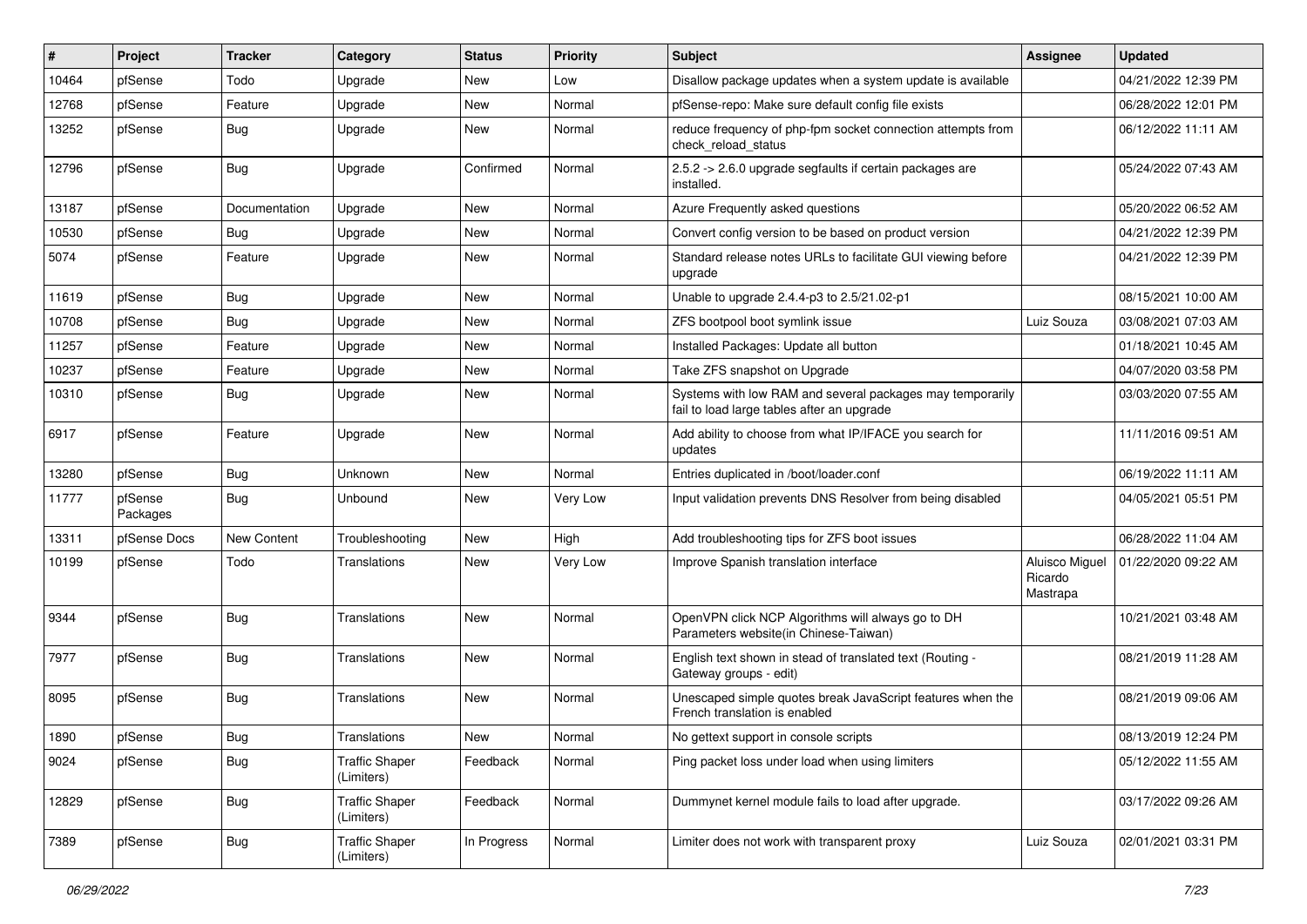| # | Project | Tracker | Category | Status | Priority | Subject | Assignee | Updated |
|---|---|---|---|---|---|---|---|---|
| 10464 | pfSense | Todo | Upgrade | New | Low | Disallow package updates when a system update is available | | 04/21/2022 12:39 PM |
| 12768 | pfSense | Feature | Upgrade | New | Normal | pfSense-repo: Make sure default config file exists | | 06/28/2022 12:01 PM |
| 13252 | pfSense | Bug | Upgrade | New | Normal | reduce frequency of php-fpm socket connection attempts from check_reload_status | | 06/12/2022 11:11 AM |
| 12796 | pfSense | Bug | Upgrade | Confirmed | Normal | 2.5.2 -> 2.6.0 upgrade segfaults if certain packages are installed. | | 05/24/2022 07:43 AM |
| 13187 | pfSense | Documentation | Upgrade | New | Normal | Azure Frequently asked questions | | 05/20/2022 06:52 AM |
| 10530 | pfSense | Bug | Upgrade | New | Normal | Convert config version to be based on product version | | 04/21/2022 12:39 PM |
| 5074 | pfSense | Feature | Upgrade | New | Normal | Standard release notes URLs to facilitate GUI viewing before upgrade | | 04/21/2022 12:39 PM |
| 11619 | pfSense | Bug | Upgrade | New | Normal | Unable to upgrade 2.4.4-p3 to 2.5/21.02-p1 | | 08/15/2021 10:00 AM |
| 10708 | pfSense | Bug | Upgrade | New | Normal | ZFS bootpool boot symlink issue | Luiz Souza | 03/08/2021 07:03 AM |
| 11257 | pfSense | Feature | Upgrade | New | Normal | Installed Packages: Update all button | | 01/18/2021 10:45 AM |
| 10237 | pfSense | Feature | Upgrade | New | Normal | Take ZFS snapshot on Upgrade | | 04/07/2020 03:58 PM |
| 10310 | pfSense | Bug | Upgrade | New | Normal | Systems with low RAM and several packages may temporarily fail to load large tables after an upgrade | | 03/03/2020 07:55 AM |
| 6917 | pfSense | Feature | Upgrade | New | Normal | Add ability to choose from what IP/IFACE you search for updates | | 11/11/2016 09:51 AM |
| 13280 | pfSense | Bug | Unknown | New | Normal | Entries duplicated in /boot/loader.conf | | 06/19/2022 11:11 AM |
| 11777 | pfSense Packages | Bug | Unbound | New | Very Low | Input validation prevents DNS Resolver from being disabled | | 04/05/2021 05:51 PM |
| 13311 | pfSense Docs | New Content | Troubleshooting | New | High | Add troubleshooting tips for ZFS boot issues | | 06/28/2022 11:04 AM |
| 10199 | pfSense | Todo | Translations | New | Very Low | Improve Spanish translation interface | Aluisco Miguel Ricardo Mastrapa | 01/22/2020 09:22 AM |
| 9344 | pfSense | Bug | Translations | New | Normal | OpenVPN click NCP Algorithms will always go to DH Parameters website(in Chinese-Taiwan) | | 10/21/2021 03:48 AM |
| 7977 | pfSense | Bug | Translations | New | Normal | English text shown in stead of translated text (Routing - Gateway groups - edit) | | 08/21/2019 11:28 AM |
| 8095 | pfSense | Bug | Translations | New | Normal | Unescaped simple quotes break JavaScript features when the French translation is enabled | | 08/21/2019 09:06 AM |
| 1890 | pfSense | Bug | Translations | New | Normal | No gettext support in console scripts | | 08/13/2019 12:24 PM |
| 9024 | pfSense | Bug | Traffic Shaper (Limiters) | Feedback | Normal | Ping packet loss under load when using limiters | | 05/12/2022 11:55 AM |
| 12829 | pfSense | Bug | Traffic Shaper (Limiters) | Feedback | Normal | Dummynet kernel module fails to load after upgrade. | | 03/17/2022 09:26 AM |
| 7389 | pfSense | Bug | Traffic Shaper (Limiters) | In Progress | Normal | Limiter does not work with transparent proxy | Luiz Souza | 02/01/2021 03:31 PM |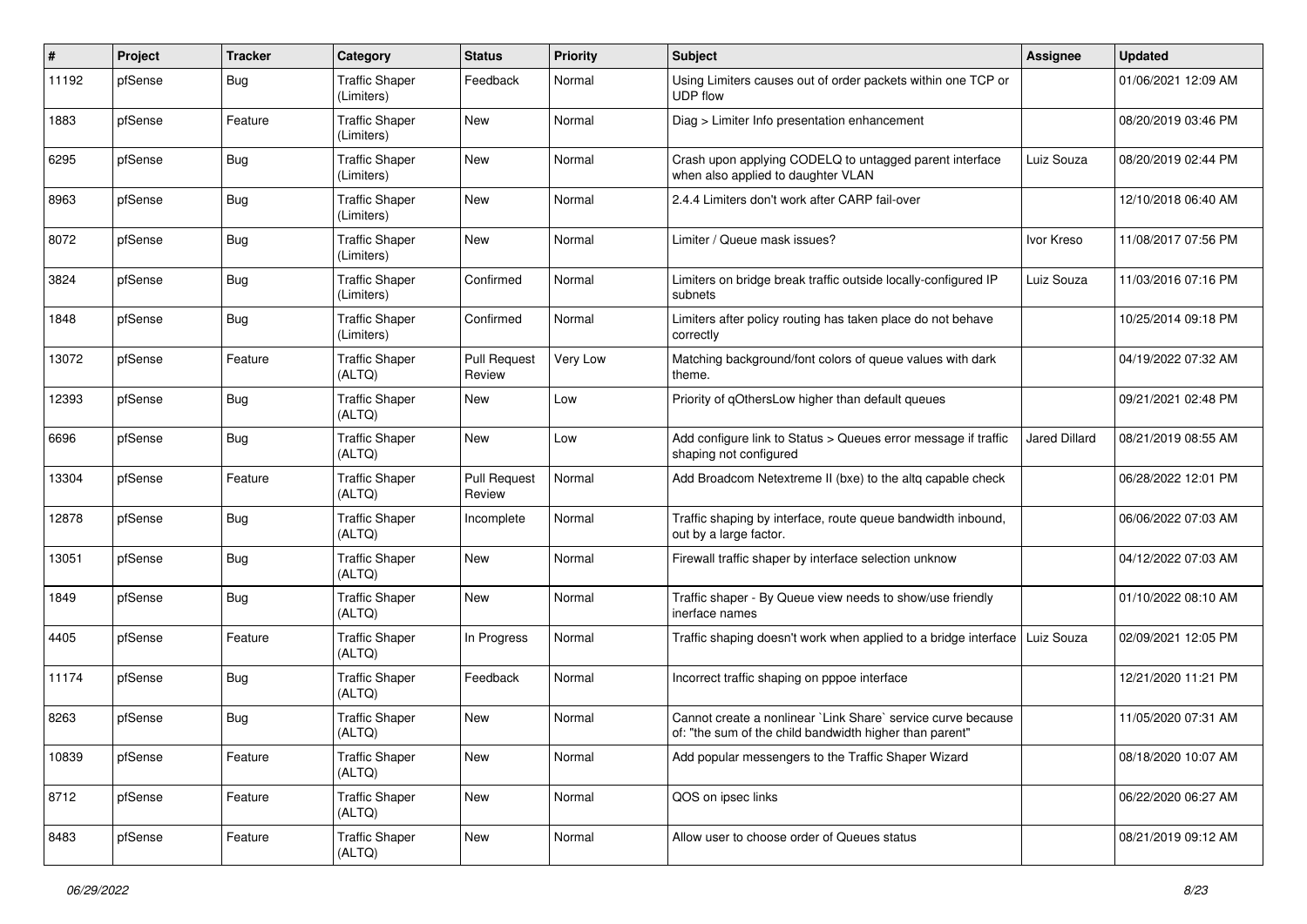| # | Project | Tracker | Category | Status | Priority | Subject | Assignee | Updated |
|---|---|---|---|---|---|---|---|---|
| 11192 | pfSense | Bug | Traffic Shaper (Limiters) | Feedback | Normal | Using Limiters causes out of order packets within one TCP or UDP flow | | 01/06/2021 12:09 AM |
| 1883 | pfSense | Feature | Traffic Shaper (Limiters) | New | Normal | Diag > Limiter Info presentation enhancement | | 08/20/2019 03:46 PM |
| 6295 | pfSense | Bug | Traffic Shaper (Limiters) | New | Normal | Crash upon applying CODELQ to untagged parent interface when also applied to daughter VLAN | Luiz Souza | 08/20/2019 02:44 PM |
| 8963 | pfSense | Bug | Traffic Shaper (Limiters) | New | Normal | 2.4.4 Limiters don't work after CARP fail-over | | 12/10/2018 06:40 AM |
| 8072 | pfSense | Bug | Traffic Shaper (Limiters) | New | Normal | Limiter / Queue mask issues? | Ivor Kreso | 11/08/2017 07:56 PM |
| 3824 | pfSense | Bug | Traffic Shaper (Limiters) | Confirmed | Normal | Limiters on bridge break traffic outside locally-configured IP subnets | Luiz Souza | 11/03/2016 07:16 PM |
| 1848 | pfSense | Bug | Traffic Shaper (Limiters) | Confirmed | Normal | Limiters after policy routing has taken place do not behave correctly | | 10/25/2014 09:18 PM |
| 13072 | pfSense | Feature | Traffic Shaper (ALTQ) | Pull Request Review | Very Low | Matching background/font colors of queue values with dark theme. | | 04/19/2022 07:32 AM |
| 12393 | pfSense | Bug | Traffic Shaper (ALTQ) | New | Low | Priority of qOthersLow higher than default queues | | 09/21/2021 02:48 PM |
| 6696 | pfSense | Bug | Traffic Shaper (ALTQ) | New | Low | Add configure link to Status > Queues error message if traffic shaping not configured | Jared Dillard | 08/21/2019 08:55 AM |
| 13304 | pfSense | Feature | Traffic Shaper (ALTQ) | Pull Request Review | Normal | Add Broadcom Netextreme II (bxe) to the altq capable check | | 06/28/2022 12:01 PM |
| 12878 | pfSense | Bug | Traffic Shaper (ALTQ) | Incomplete | Normal | Traffic shaping by interface, route queue bandwidth inbound, out by a large factor. | | 06/06/2022 07:03 AM |
| 13051 | pfSense | Bug | Traffic Shaper (ALTQ) | New | Normal | Firewall traffic shaper by interface selection unknow | | 04/12/2022 07:03 AM |
| 1849 | pfSense | Bug | Traffic Shaper (ALTQ) | New | Normal | Traffic shaper - By Queue view needs to show/use friendly inerface names | | 01/10/2022 08:10 AM |
| 4405 | pfSense | Feature | Traffic Shaper (ALTQ) | In Progress | Normal | Traffic shaping doesn't work when applied to a bridge interface | Luiz Souza | 02/09/2021 12:05 PM |
| 11174 | pfSense | Bug | Traffic Shaper (ALTQ) | Feedback | Normal | Incorrect traffic shaping on pppoe interface | | 12/21/2020 11:21 PM |
| 8263 | pfSense | Bug | Traffic Shaper (ALTQ) | New | Normal | Cannot create a nonlinear `Link Share` service curve because of: "the sum of the child bandwidth higher than parent" | | 11/05/2020 07:31 AM |
| 10839 | pfSense | Feature | Traffic Shaper (ALTQ) | New | Normal | Add popular messengers to the Traffic Shaper Wizard | | 08/18/2020 10:07 AM |
| 8712 | pfSense | Feature | Traffic Shaper (ALTQ) | New | Normal | QOS on ipsec links | | 06/22/2020 06:27 AM |
| 8483 | pfSense | Feature | Traffic Shaper (ALTQ) | New | Normal | Allow user to choose order of Queues status | | 08/21/2019 09:12 AM |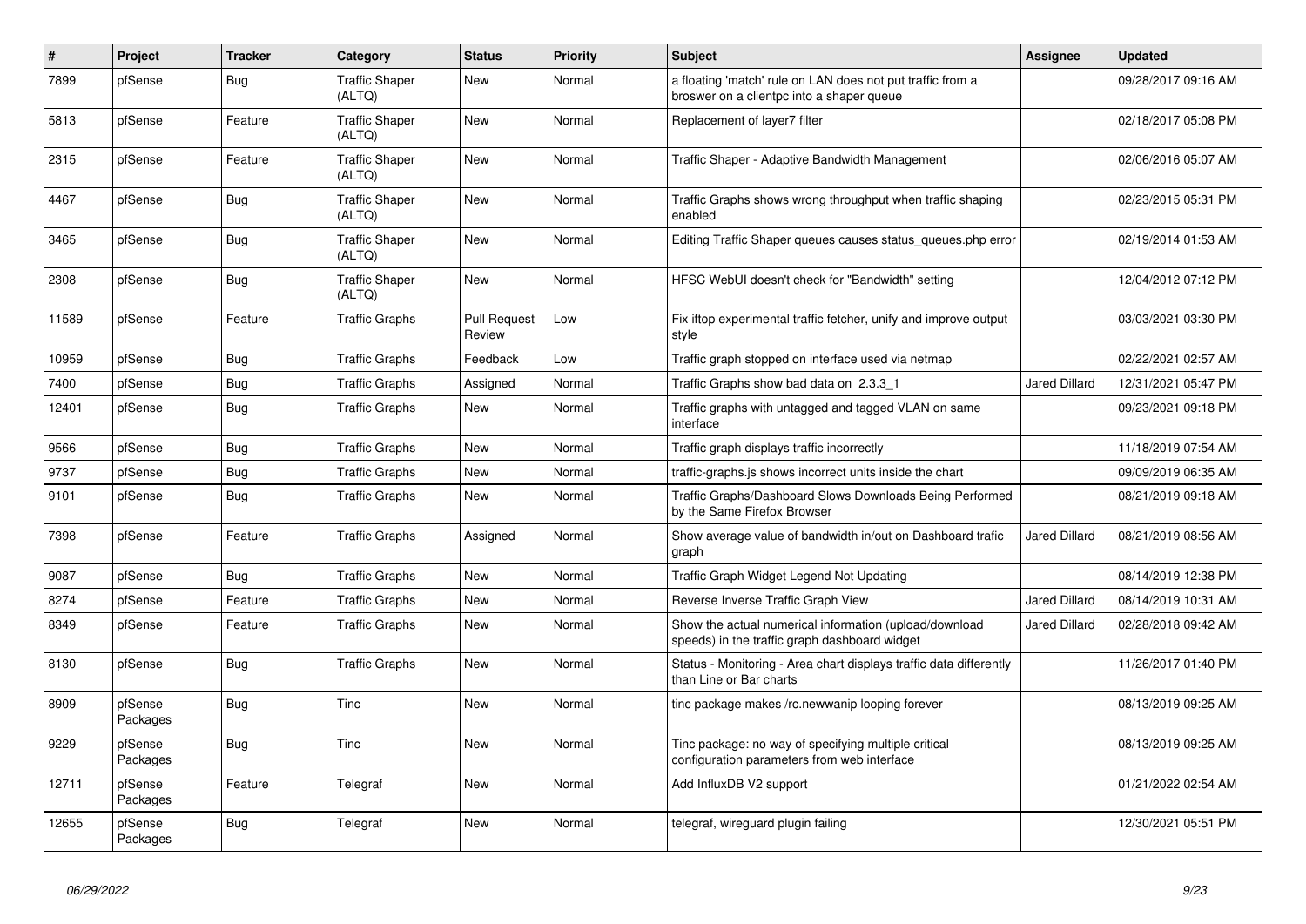| # | Project | Tracker | Category | Status | Priority | Subject | Assignee | Updated |
|---|---|---|---|---|---|---|---|---|
| 7899 | pfSense | Bug | Traffic Shaper (ALTQ) | New | Normal | a floating 'match' rule on LAN does not put traffic from a broswer on a clientpc into a shaper queue | | 09/28/2017 09:16 AM |
| 5813 | pfSense | Feature | Traffic Shaper (ALTQ) | New | Normal | Replacement of layer7 filter | | 02/18/2017 05:08 PM |
| 2315 | pfSense | Feature | Traffic Shaper (ALTQ) | New | Normal | Traffic Shaper - Adaptive Bandwidth Management | | 02/06/2016 05:07 AM |
| 4467 | pfSense | Bug | Traffic Shaper (ALTQ) | New | Normal | Traffic Graphs shows wrong throughput when traffic shaping enabled | | 02/23/2015 05:31 PM |
| 3465 | pfSense | Bug | Traffic Shaper (ALTQ) | New | Normal | Editing Traffic Shaper queues causes status_queues.php error | | 02/19/2014 01:53 AM |
| 2308 | pfSense | Bug | Traffic Shaper (ALTQ) | New | Normal | HFSC WebUI doesn't check for "Bandwidth" setting | | 12/04/2012 07:12 PM |
| 11589 | pfSense | Feature | Traffic Graphs | Pull Request Review | Low | Fix iftop experimental traffic fetcher, unify and improve output style | | 03/03/2021 03:30 PM |
| 10959 | pfSense | Bug | Traffic Graphs | Feedback | Low | Traffic graph stopped on interface used via netmap | | 02/22/2021 02:57 AM |
| 7400 | pfSense | Bug | Traffic Graphs | Assigned | Normal | Traffic Graphs show bad data on 2.3.3_1 | Jared Dillard | 12/31/2021 05:47 PM |
| 12401 | pfSense | Bug | Traffic Graphs | New | Normal | Traffic graphs with untagged and tagged VLAN on same interface | | 09/23/2021 09:18 PM |
| 9566 | pfSense | Bug | Traffic Graphs | New | Normal | Traffic graph displays traffic incorrectly | | 11/18/2019 07:54 AM |
| 9737 | pfSense | Bug | Traffic Graphs | New | Normal | traffic-graphs.js shows incorrect units inside the chart | | 09/09/2019 06:35 AM |
| 9101 | pfSense | Bug | Traffic Graphs | New | Normal | Traffic Graphs/Dashboard Slows Downloads Being Performed by the Same Firefox Browser | | 08/21/2019 09:18 AM |
| 7398 | pfSense | Feature | Traffic Graphs | Assigned | Normal | Show average value of bandwidth in/out on Dashboard trafic graph | Jared Dillard | 08/21/2019 08:56 AM |
| 9087 | pfSense | Bug | Traffic Graphs | New | Normal | Traffic Graph Widget Legend Not Updating | | 08/14/2019 12:38 PM |
| 8274 | pfSense | Feature | Traffic Graphs | New | Normal | Reverse Inverse Traffic Graph View | Jared Dillard | 08/14/2019 10:31 AM |
| 8349 | pfSense | Feature | Traffic Graphs | New | Normal | Show the actual numerical information (upload/download speeds) in the traffic graph dashboard widget | Jared Dillard | 02/28/2018 09:42 AM |
| 8130 | pfSense | Bug | Traffic Graphs | New | Normal | Status - Monitoring - Area chart displays traffic data differently than Line or Bar charts | | 11/26/2017 01:40 PM |
| 8909 | pfSense Packages | Bug | Tinc | New | Normal | tinc package makes /rc.newwanip looping forever | | 08/13/2019 09:25 AM |
| 9229 | pfSense Packages | Bug | Tinc | New | Normal | Tinc package: no way of specifying multiple critical configuration parameters from web interface | | 08/13/2019 09:25 AM |
| 12711 | pfSense Packages | Feature | Telegraf | New | Normal | Add InfluxDB V2 support | | 01/21/2022 02:54 AM |
| 12655 | pfSense Packages | Bug | Telegraf | New | Normal | telegraf, wireguard plugin failing | | 12/30/2021 05:51 PM |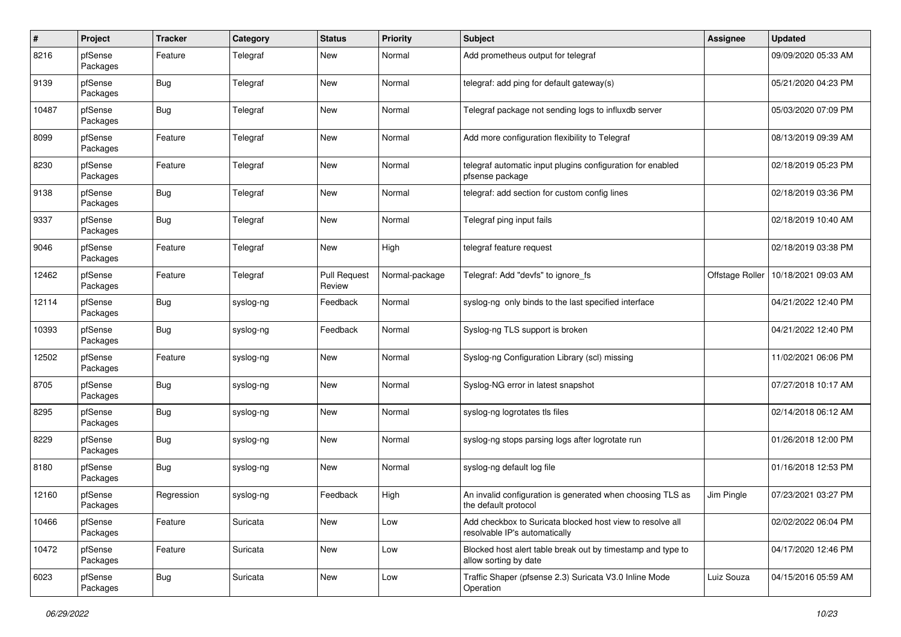| # | Project | Tracker | Category | Status | Priority | Subject | Assignee | Updated |
|---|---|---|---|---|---|---|---|---|
| 8216 | pfSense Packages | Feature | Telegraf | New | Normal | Add prometheus output for telegraf | | 09/09/2020 05:33 AM |
| 9139 | pfSense Packages | Bug | Telegraf | New | Normal | telegraf: add ping for default gateway(s) | | 05/21/2020 04:23 PM |
| 10487 | pfSense Packages | Bug | Telegraf | New | Normal | Telegraf package not sending logs to influxdb server | | 05/03/2020 07:09 PM |
| 8099 | pfSense Packages | Feature | Telegraf | New | Normal | Add more configuration flexibility to Telegraf | | 08/13/2019 09:39 AM |
| 8230 | pfSense Packages | Feature | Telegraf | New | Normal | telegraf automatic input plugins configuration for enabled pfsense package | | 02/18/2019 05:23 PM |
| 9138 | pfSense Packages | Bug | Telegraf | New | Normal | telegraf: add section for custom config lines | | 02/18/2019 03:36 PM |
| 9337 | pfSense Packages | Bug | Telegraf | New | Normal | Telegraf ping input fails | | 02/18/2019 10:40 AM |
| 9046 | pfSense Packages | Feature | Telegraf | New | High | telegraf feature request | | 02/18/2019 03:38 PM |
| 12462 | pfSense Packages | Feature | Telegraf | Pull Request Review | Normal-package | Telegraf: Add "devfs" to ignore_fs | Offstage Roller | 10/18/2021 09:03 AM |
| 12114 | pfSense Packages | Bug | syslog-ng | Feedback | Normal | syslog-ng only binds to the last specified interface | | 04/21/2022 12:40 PM |
| 10393 | pfSense Packages | Bug | syslog-ng | Feedback | Normal | Syslog-ng TLS support is broken | | 04/21/2022 12:40 PM |
| 12502 | pfSense Packages | Feature | syslog-ng | New | Normal | Syslog-ng Configuration Library (scl) missing | | 11/02/2021 06:06 PM |
| 8705 | pfSense Packages | Bug | syslog-ng | New | Normal | Syslog-NG error in latest snapshot | | 07/27/2018 10:17 AM |
| 8295 | pfSense Packages | Bug | syslog-ng | New | Normal | syslog-ng logrotates tls files | | 02/14/2018 06:12 AM |
| 8229 | pfSense Packages | Bug | syslog-ng | New | Normal | syslog-ng stops parsing logs after logrotate run | | 01/26/2018 12:00 PM |
| 8180 | pfSense Packages | Bug | syslog-ng | New | Normal | syslog-ng default log file | | 01/16/2018 12:53 PM |
| 12160 | pfSense Packages | Regression | syslog-ng | Feedback | High | An invalid configuration is generated when choosing TLS as the default protocol | Jim Pingle | 07/23/2021 03:27 PM |
| 10466 | pfSense Packages | Feature | Suricata | New | Low | Add checkbox to Suricata blocked host view to resolve all resolvable IP's automatically | | 02/02/2022 06:04 PM |
| 10472 | pfSense Packages | Feature | Suricata | New | Low | Blocked host alert table break out by timestamp and type to allow sorting by date | | 04/17/2020 12:46 PM |
| 6023 | pfSense Packages | Bug | Suricata | New | Low | Traffic Shaper (pfsense 2.3) Suricata V3.0 Inline Mode Operation | Luiz Souza | 04/15/2016 05:59 AM |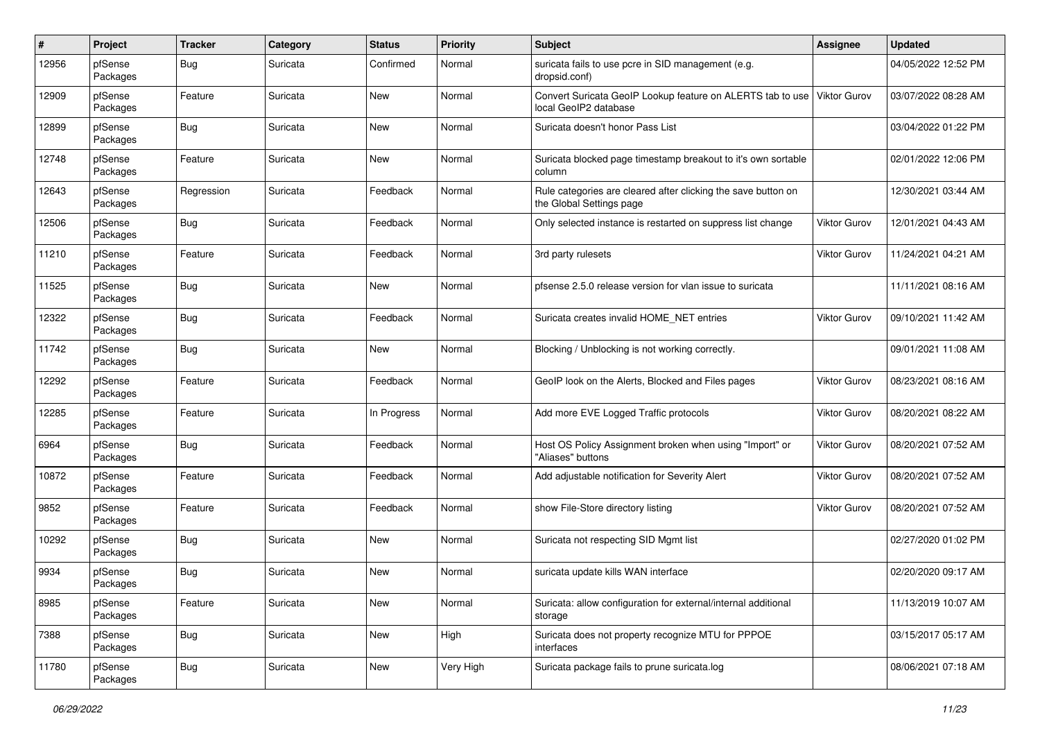| # | Project | Tracker | Category | Status | Priority | Subject | Assignee | Updated |
|---|---|---|---|---|---|---|---|---|
| 12956 | pfSense Packages | Bug | Suricata | Confirmed | Normal | suricata fails to use pcre in SID management (e.g. dropsid.conf) | | 04/05/2022 12:52 PM |
| 12909 | pfSense Packages | Feature | Suricata | New | Normal | Convert Suricata GeoIP Lookup feature on ALERTS tab to use local GeoIP2 database | Viktor Gurov | 03/07/2022 08:28 AM |
| 12899 | pfSense Packages | Bug | Suricata | New | Normal | Suricata doesn't honor Pass List | | 03/04/2022 01:22 PM |
| 12748 | pfSense Packages | Feature | Suricata | New | Normal | Suricata blocked page timestamp breakout to it's own sortable column | | 02/01/2022 12:06 PM |
| 12643 | pfSense Packages | Regression | Suricata | Feedback | Normal | Rule categories are cleared after clicking the save button on the Global Settings page | | 12/30/2021 03:44 AM |
| 12506 | pfSense Packages | Bug | Suricata | Feedback | Normal | Only selected instance is restarted on suppress list change | Viktor Gurov | 12/01/2021 04:43 AM |
| 11210 | pfSense Packages | Feature | Suricata | Feedback | Normal | 3rd party rulesets | Viktor Gurov | 11/24/2021 04:21 AM |
| 11525 | pfSense Packages | Bug | Suricata | New | Normal | pfsense 2.5.0 release version for vlan issue to suricata | | 11/11/2021 08:16 AM |
| 12322 | pfSense Packages | Bug | Suricata | Feedback | Normal | Suricata creates invalid HOME_NET entries | Viktor Gurov | 09/10/2021 11:42 AM |
| 11742 | pfSense Packages | Bug | Suricata | New | Normal | Blocking / Unblocking is not working correctly. | | 09/01/2021 11:08 AM |
| 12292 | pfSense Packages | Feature | Suricata | Feedback | Normal | GeoIP look on the Alerts, Blocked and Files pages | Viktor Gurov | 08/23/2021 08:16 AM |
| 12285 | pfSense Packages | Feature | Suricata | In Progress | Normal | Add more EVE Logged Traffic protocols | Viktor Gurov | 08/20/2021 08:22 AM |
| 6964 | pfSense Packages | Bug | Suricata | Feedback | Normal | Host OS Policy Assignment broken when using "Import" or "Aliases" buttons | Viktor Gurov | 08/20/2021 07:52 AM |
| 10872 | pfSense Packages | Feature | Suricata | Feedback | Normal | Add adjustable notification for Severity Alert | Viktor Gurov | 08/20/2021 07:52 AM |
| 9852 | pfSense Packages | Feature | Suricata | Feedback | Normal | show File-Store directory listing | Viktor Gurov | 08/20/2021 07:52 AM |
| 10292 | pfSense Packages | Bug | Suricata | New | Normal | Suricata not respecting SID Mgmt list | | 02/27/2020 01:02 PM |
| 9934 | pfSense Packages | Bug | Suricata | New | Normal | suricata update kills WAN interface | | 02/20/2020 09:17 AM |
| 8985 | pfSense Packages | Feature | Suricata | New | Normal | Suricata: allow configuration for external/internal additional storage | | 11/13/2019 10:07 AM |
| 7388 | pfSense Packages | Bug | Suricata | New | High | Suricata does not property recognize MTU for PPPOE interfaces | | 03/15/2017 05:17 AM |
| 11780 | pfSense Packages | Bug | Suricata | New | Very High | Suricata package fails to prune suricata.log | | 08/06/2021 07:18 AM |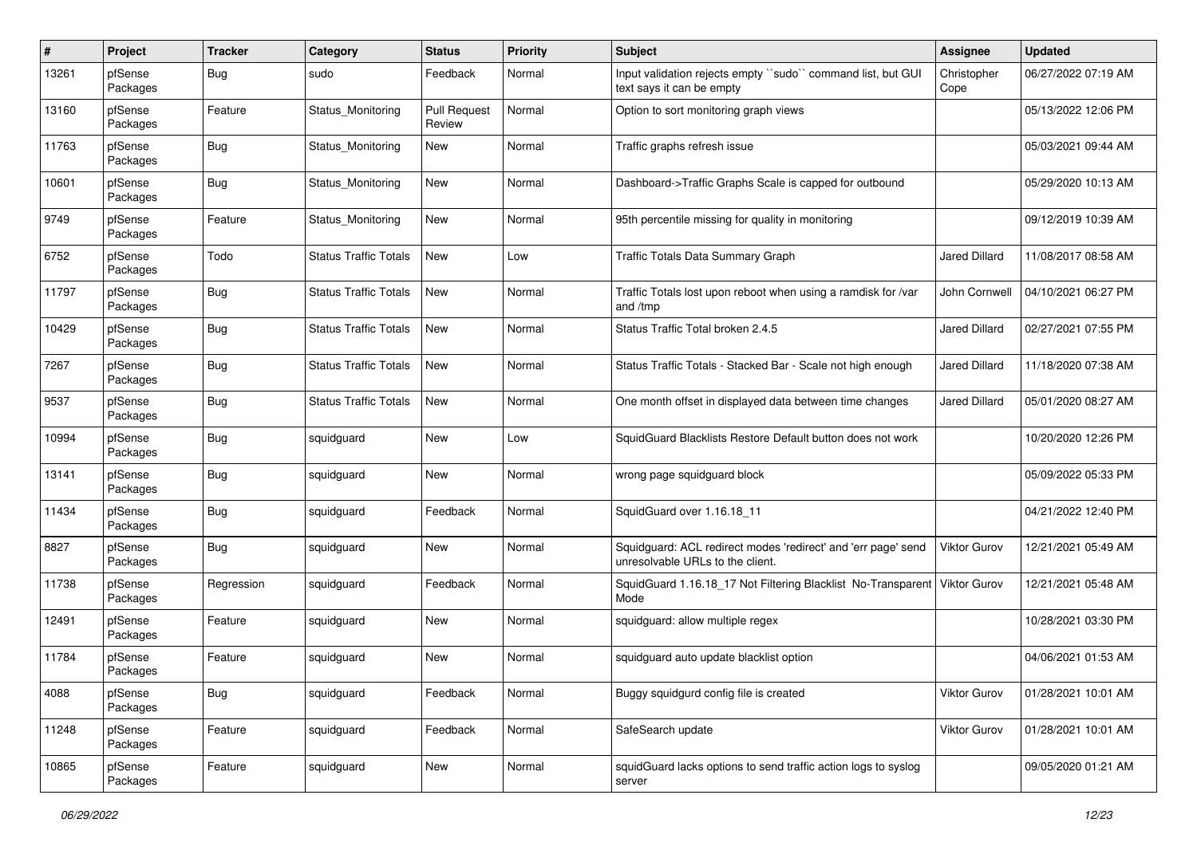| # | Project | Tracker | Category | Status | Priority | Subject | Assignee | Updated |
|---|---|---|---|---|---|---|---|---|
| 13261 | pfSense Packages | Bug | sudo | Feedback | Normal | Input validation rejects empty ``sudo`` command list, but GUI text says it can be empty | Christopher Cope | 06/27/2022 07:19 AM |
| 13160 | pfSense Packages | Feature | Status_Monitoring | Pull Request Review | Normal | Option to sort monitoring graph views | | 05/13/2022 12:06 PM |
| 11763 | pfSense Packages | Bug | Status_Monitoring | New | Normal | Traffic graphs refresh issue | | 05/03/2021 09:44 AM |
| 10601 | pfSense Packages | Bug | Status_Monitoring | New | Normal | Dashboard->Traffic Graphs Scale is capped for outbound | | 05/29/2020 10:13 AM |
| 9749 | pfSense Packages | Feature | Status_Monitoring | New | Normal | 95th percentile missing for quality in monitoring | | 09/12/2019 10:39 AM |
| 6752 | pfSense Packages | Todo | Status Traffic Totals | New | Low | Traffic Totals Data Summary Graph | Jared Dillard | 11/08/2017 08:58 AM |
| 11797 | pfSense Packages | Bug | Status Traffic Totals | New | Normal | Traffic Totals lost upon reboot when using a ramdisk for /var and /tmp | John Cornwell | 04/10/2021 06:27 PM |
| 10429 | pfSense Packages | Bug | Status Traffic Totals | New | Normal | Status Traffic Total broken 2.4.5 | Jared Dillard | 02/27/2021 07:55 PM |
| 7267 | pfSense Packages | Bug | Status Traffic Totals | New | Normal | Status Traffic Totals - Stacked Bar - Scale not high enough | Jared Dillard | 11/18/2020 07:38 AM |
| 9537 | pfSense Packages | Bug | Status Traffic Totals | New | Normal | One month offset in displayed data between time changes | Jared Dillard | 05/01/2020 08:27 AM |
| 10994 | pfSense Packages | Bug | squidguard | New | Low | SquidGuard Blacklists Restore Default button does not work | | 10/20/2020 12:26 PM |
| 13141 | pfSense Packages | Bug | squidguard | New | Normal | wrong page squidguard block | | 05/09/2022 05:33 PM |
| 11434 | pfSense Packages | Bug | squidguard | Feedback | Normal | SquidGuard over 1.16.18_11 | | 04/21/2022 12:40 PM |
| 8827 | pfSense Packages | Bug | squidguard | New | Normal | Squidguard: ACL redirect modes 'redirect' and 'err page' send unresolvable URLs to the client. | Viktor Gurov | 12/21/2021 05:49 AM |
| 11738 | pfSense Packages | Regression | squidguard | Feedback | Normal | SquidGuard 1.16.18_17 Not Filtering Blacklist No-Transparent Mode | Viktor Gurov | 12/21/2021 05:48 AM |
| 12491 | pfSense Packages | Feature | squidguard | New | Normal | squidguard: allow multiple regex | | 10/28/2021 03:30 PM |
| 11784 | pfSense Packages | Feature | squidguard | New | Normal | squidguard auto update blacklist option | | 04/06/2021 01:53 AM |
| 4088 | pfSense Packages | Bug | squidguard | Feedback | Normal | Buggy squidgurd config file is created | Viktor Gurov | 01/28/2021 10:01 AM |
| 11248 | pfSense Packages | Feature | squidguard | Feedback | Normal | SafeSearch update | Viktor Gurov | 01/28/2021 10:01 AM |
| 10865 | pfSense Packages | Feature | squidguard | New | Normal | squidGuard lacks options to send traffic action logs to syslog server | | 09/05/2020 01:21 AM |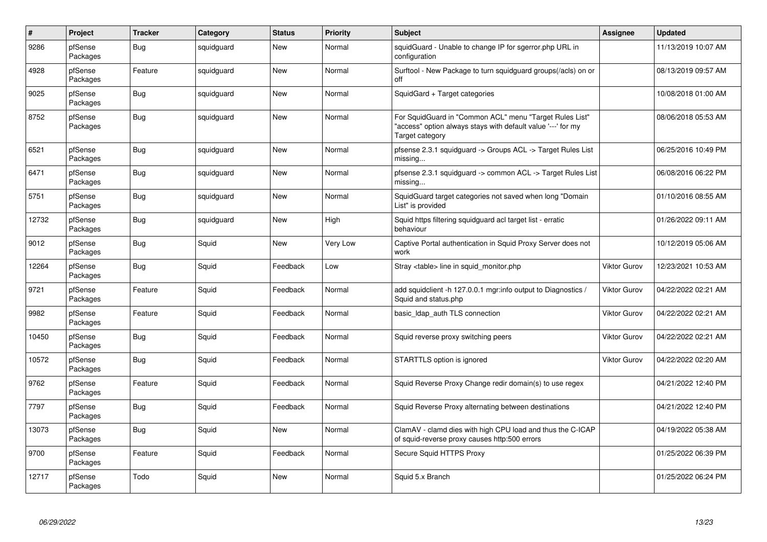| # | Project | Tracker | Category | Status | Priority | Subject | Assignee | Updated |
|---|---|---|---|---|---|---|---|---|
| 9286 | pfSense Packages | Bug | squidguard | New | Normal | squidGuard - Unable to change IP for sgerror.php URL in configuration | | 11/13/2019 10:07 AM |
| 4928 | pfSense Packages | Feature | squidguard | New | Normal | Surftool - New Package to turn squidguard groups(/acls) on or off | | 08/13/2019 09:57 AM |
| 9025 | pfSense Packages | Bug | squidguard | New | Normal | SquidGard + Target categories | | 10/08/2018 01:00 AM |
| 8752 | pfSense Packages | Bug | squidguard | New | Normal | For SquidGuard in "Common ACL" menu "Target Rules List" "access" option always stays with default value '---' for my Target category | | 08/06/2018 05:53 AM |
| 6521 | pfSense Packages | Bug | squidguard | New | Normal | pfsense 2.3.1 squidguard -> Groups ACL -> Target Rules List missing... | | 06/25/2016 10:49 PM |
| 6471 | pfSense Packages | Bug | squidguard | New | Normal | pfsense 2.3.1 squidguard -> common ACL -> Target Rules List missing... | | 06/08/2016 06:22 PM |
| 5751 | pfSense Packages | Bug | squidguard | New | Normal | SquidGuard target categories not saved when long "Domain List" is provided | | 01/10/2016 08:55 AM |
| 12732 | pfSense Packages | Bug | squidguard | New | High | Squid https filtering squidguard acl target list - erratic behaviour | | 01/26/2022 09:11 AM |
| 9012 | pfSense Packages | Bug | Squid | New | Very Low | Captive Portal authentication in Squid Proxy Server does not work | | 10/12/2019 05:06 AM |
| 12264 | pfSense Packages | Bug | Squid | Feedback | Low | Stray <table> line in squid_monitor.php | Viktor Gurov | 12/23/2021 10:53 AM |
| 9721 | pfSense Packages | Feature | Squid | Feedback | Normal | add squidclient -h 127.0.0.1 mgr:info output to Diagnostics / Squid and status.php | Viktor Gurov | 04/22/2022 02:21 AM |
| 9982 | pfSense Packages | Feature | Squid | Feedback | Normal | basic_ldap_auth TLS connection | Viktor Gurov | 04/22/2022 02:21 AM |
| 10450 | pfSense Packages | Bug | Squid | Feedback | Normal | Squid reverse proxy switching peers | Viktor Gurov | 04/22/2022 02:21 AM |
| 10572 | pfSense Packages | Bug | Squid | Feedback | Normal | STARTTLS option is ignored | Viktor Gurov | 04/22/2022 02:20 AM |
| 9762 | pfSense Packages | Feature | Squid | Feedback | Normal | Squid Reverse Proxy Change redir domain(s) to use regex | | 04/21/2022 12:40 PM |
| 7797 | pfSense Packages | Bug | Squid | Feedback | Normal | Squid Reverse Proxy alternating between destinations | | 04/21/2022 12:40 PM |
| 13073 | pfSense Packages | Bug | Squid | New | Normal | ClamAV - clamd dies with high CPU load and thus the C-ICAP of squid-reverse proxy causes http:500 errors | | 04/19/2022 05:38 AM |
| 9700 | pfSense Packages | Feature | Squid | Feedback | Normal | Secure Squid HTTPS Proxy | | 01/25/2022 06:39 PM |
| 12717 | pfSense Packages | Todo | Squid | New | Normal | Squid 5.x Branch | | 01/25/2022 06:24 PM |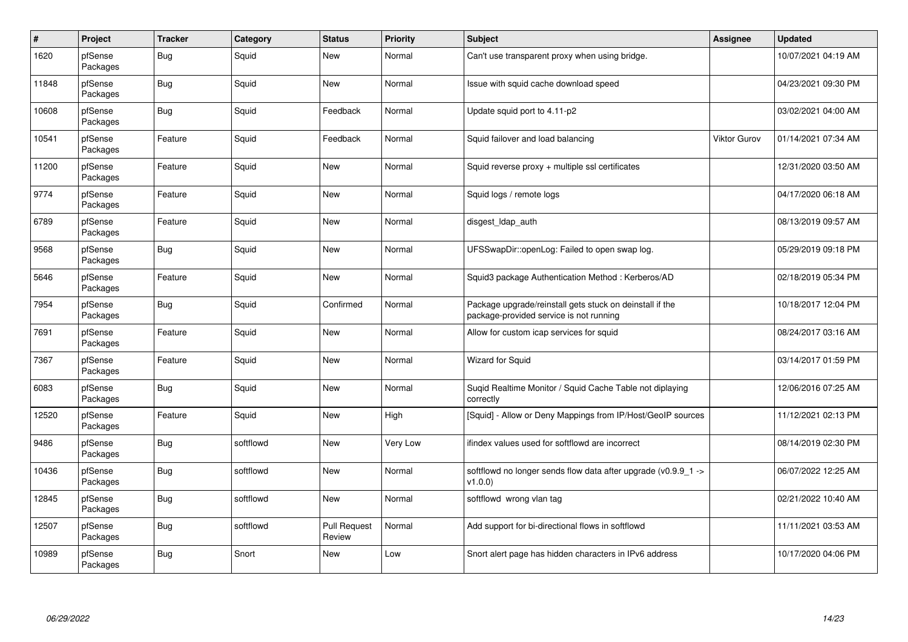| # | Project | Tracker | Category | Status | Priority | Subject | Assignee | Updated |
|---|---|---|---|---|---|---|---|---|
| 1620 | pfSense Packages | Bug | Squid | New | Normal | Can't use transparent proxy when using bridge. | | 10/07/2021 04:19 AM |
| 11848 | pfSense Packages | Bug | Squid | New | Normal | Issue with squid cache download speed | | 04/23/2021 09:30 PM |
| 10608 | pfSense Packages | Bug | Squid | Feedback | Normal | Update squid port to 4.11-p2 | | 03/02/2021 04:00 AM |
| 10541 | pfSense Packages | Feature | Squid | Feedback | Normal | Squid failover and load balancing | Viktor Gurov | 01/14/2021 07:34 AM |
| 11200 | pfSense Packages | Feature | Squid | New | Normal | Squid reverse proxy + multiple ssl certificates | | 12/31/2020 03:50 AM |
| 9774 | pfSense Packages | Feature | Squid | New | Normal | Squid logs / remote logs | | 04/17/2020 06:18 AM |
| 6789 | pfSense Packages | Feature | Squid | New | Normal | disgest_ldap_auth | | 08/13/2019 09:57 AM |
| 9568 | pfSense Packages | Bug | Squid | New | Normal | UFSSwapDir::openLog: Failed to open swap log. | | 05/29/2019 09:18 PM |
| 5646 | pfSense Packages | Feature | Squid | New | Normal | Squid3 package Authentication Method : Kerberos/AD | | 02/18/2019 05:34 PM |
| 7954 | pfSense Packages | Bug | Squid | Confirmed | Normal | Package upgrade/reinstall gets stuck on deinstall if the package-provided service is not running | | 10/18/2017 12:04 PM |
| 7691 | pfSense Packages | Feature | Squid | New | Normal | Allow for custom icap services for squid | | 08/24/2017 03:16 AM |
| 7367 | pfSense Packages | Feature | Squid | New | Normal | Wizard for Squid | | 03/14/2017 01:59 PM |
| 6083 | pfSense Packages | Bug | Squid | New | Normal | Suqid Realtime Monitor / Squid Cache Table not diplaying correctly | | 12/06/2016 07:25 AM |
| 12520 | pfSense Packages | Feature | Squid | New | High | [Squid] - Allow or Deny Mappings from IP/Host/GeoIP sources | | 11/12/2021 02:13 PM |
| 9486 | pfSense Packages | Bug | softflowd | New | Very Low | ifindex values used for softflowd are incorrect | | 08/14/2019 02:30 PM |
| 10436 | pfSense Packages | Bug | softflowd | New | Normal | softflowd no longer sends flow data after upgrade (v0.9.9_1 -> v1.0.0) | | 06/07/2022 12:25 AM |
| 12845 | pfSense Packages | Bug | softflowd | New | Normal | softflowd wrong vlan tag | | 02/21/2022 10:40 AM |
| 12507 | pfSense Packages | Bug | softflowd | Pull Request Review | Normal | Add support for bi-directional flows in softflowd | | 11/11/2021 03:53 AM |
| 10989 | pfSense Packages | Bug | Snort | New | Low | Snort alert page has hidden characters in IPv6 address | | 10/17/2020 04:06 PM |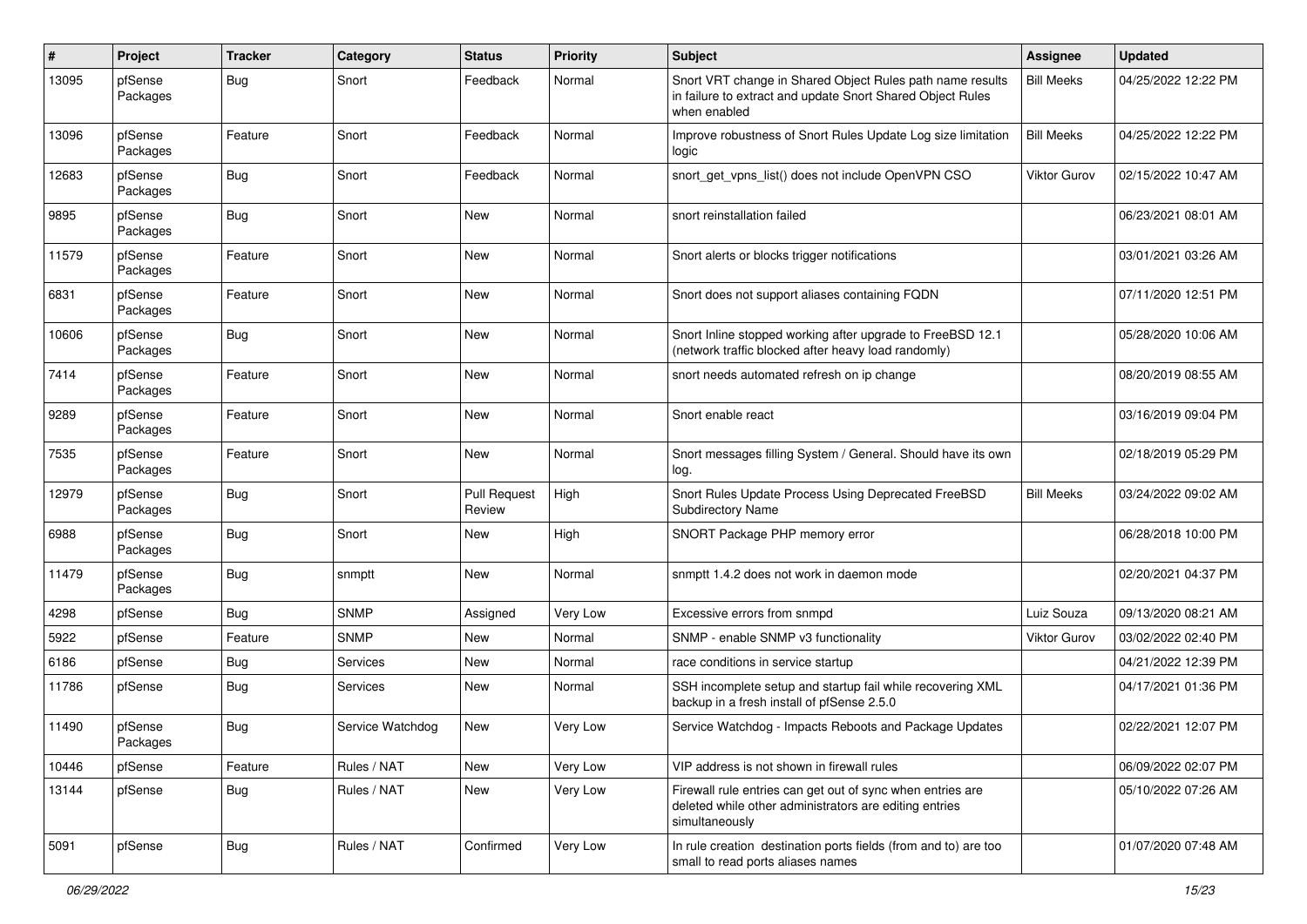| # | Project | Tracker | Category | Status | Priority | Subject | Assignee | Updated |
|---|---|---|---|---|---|---|---|---|
| 13095 | pfSense Packages | Bug | Snort | Feedback | Normal | Snort VRT change in Shared Object Rules path name results in failure to extract and update Snort Shared Object Rules when enabled | Bill Meeks | 04/25/2022 12:22 PM |
| 13096 | pfSense Packages | Feature | Snort | Feedback | Normal | Improve robustness of Snort Rules Update Log size limitation logic | Bill Meeks | 04/25/2022 12:22 PM |
| 12683 | pfSense Packages | Bug | Snort | Feedback | Normal | snort_get_vpns_list() does not include OpenVPN CSO | Viktor Gurov | 02/15/2022 10:47 AM |
| 9895 | pfSense Packages | Bug | Snort | New | Normal | snort reinstallation failed | | 06/23/2021 08:01 AM |
| 11579 | pfSense Packages | Feature | Snort | New | Normal | Snort alerts or blocks trigger notifications | | 03/01/2021 03:26 AM |
| 6831 | pfSense Packages | Feature | Snort | New | Normal | Snort does not support aliases containing FQDN | | 07/11/2020 12:51 PM |
| 10606 | pfSense Packages | Bug | Snort | New | Normal | Snort Inline stopped working after upgrade to FreeBSD 12.1 (network traffic blocked after heavy load randomly) | | 05/28/2020 10:06 AM |
| 7414 | pfSense Packages | Feature | Snort | New | Normal | snort needs automated refresh on ip change | | 08/20/2019 08:55 AM |
| 9289 | pfSense Packages | Feature | Snort | New | Normal | Snort enable react | | 03/16/2019 09:04 PM |
| 7535 | pfSense Packages | Feature | Snort | New | Normal | Snort messages filling System / General. Should have its own log. | | 02/18/2019 05:29 PM |
| 12979 | pfSense Packages | Bug | Snort | Pull Request Review | High | Snort Rules Update Process Using Deprecated FreeBSD Subdirectory Name | Bill Meeks | 03/24/2022 09:02 AM |
| 6988 | pfSense Packages | Bug | Snort | New | High | SNORT Package PHP memory error | | 06/28/2018 10:00 PM |
| 11479 | pfSense Packages | Bug | snmptt | New | Normal | snmptt 1.4.2 does not work in daemon mode | | 02/20/2021 04:37 PM |
| 4298 | pfSense | Bug | SNMP | Assigned | Very Low | Excessive errors from snmpd | Luiz Souza | 09/13/2020 08:21 AM |
| 5922 | pfSense | Feature | SNMP | New | Normal | SNMP - enable SNMP v3 functionality | Viktor Gurov | 03/02/2022 02:40 PM |
| 6186 | pfSense | Bug | Services | New | Normal | race conditions in service startup | | 04/21/2022 12:39 PM |
| 11786 | pfSense | Bug | Services | New | Normal | SSH incomplete setup and startup fail while recovering XML backup in a fresh install of pfSense 2.5.0 | | 04/17/2021 01:36 PM |
| 11490 | pfSense Packages | Bug | Service Watchdog | New | Very Low | Service Watchdog - Impacts Reboots and Package Updates | | 02/22/2021 12:07 PM |
| 10446 | pfSense | Feature | Rules / NAT | New | Very Low | VIP address is not shown in firewall rules | | 06/09/2022 02:07 PM |
| 13144 | pfSense | Bug | Rules / NAT | New | Very Low | Firewall rule entries can get out of sync when entries are deleted while other administrators are editing entries simultaneously | | 05/10/2022 07:26 AM |
| 5091 | pfSense | Bug | Rules / NAT | Confirmed | Very Low | In rule creation destination ports fields (from and to) are too small to read ports aliases names | | 01/07/2020 07:48 AM |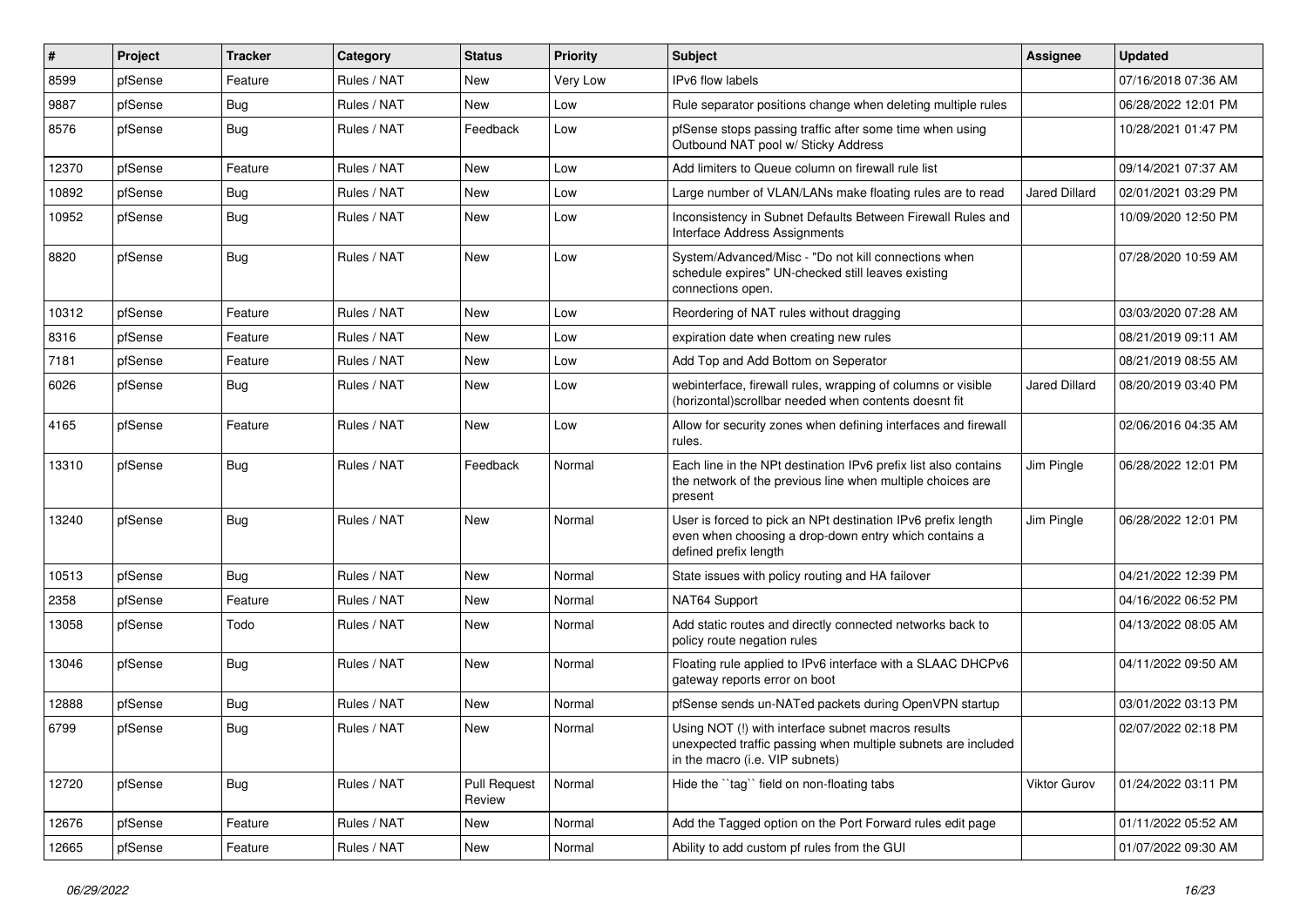| # | Project | Tracker | Category | Status | Priority | Subject | Assignee | Updated |
|---|---|---|---|---|---|---|---|---|
| 8599 | pfSense | Feature | Rules / NAT | New | Very Low | IPv6 flow labels | | 07/16/2018 07:36 AM |
| 9887 | pfSense | Bug | Rules / NAT | New | Low | Rule separator positions change when deleting multiple rules | | 06/28/2022 12:01 PM |
| 8576 | pfSense | Bug | Rules / NAT | Feedback | Low | pfSense stops passing traffic after some time when using Outbound NAT pool w/ Sticky Address | | 10/28/2021 01:47 PM |
| 12370 | pfSense | Feature | Rules / NAT | New | Low | Add limiters to Queue column on firewall rule list | | 09/14/2021 07:37 AM |
| 10892 | pfSense | Bug | Rules / NAT | New | Low | Large number of VLAN/LANs make floating rules are to read | Jared Dillard | 02/01/2021 03:29 PM |
| 10952 | pfSense | Bug | Rules / NAT | New | Low | Inconsistency in Subnet Defaults Between Firewall Rules and Interface Address Assignments | | 10/09/2020 12:50 PM |
| 8820 | pfSense | Bug | Rules / NAT | New | Low | System/Advanced/Misc - "Do not kill connections when schedule expires" UN-checked still leaves existing connections open. | | 07/28/2020 10:59 AM |
| 10312 | pfSense | Feature | Rules / NAT | New | Low | Reordering of NAT rules without dragging | | 03/03/2020 07:28 AM |
| 8316 | pfSense | Feature | Rules / NAT | New | Low | expiration date when creating new rules | | 08/21/2019 09:11 AM |
| 7181 | pfSense | Feature | Rules / NAT | New | Low | Add Top and Add Bottom on Seperator | | 08/21/2019 08:55 AM |
| 6026 | pfSense | Bug | Rules / NAT | New | Low | webinterface, firewall rules, wrapping of columns or visible (horizontal)scrollbar needed when contents doesnt fit | Jared Dillard | 08/20/2019 03:40 PM |
| 4165 | pfSense | Feature | Rules / NAT | New | Low | Allow for security zones when defining interfaces and firewall rules. | | 02/06/2016 04:35 AM |
| 13310 | pfSense | Bug | Rules / NAT | Feedback | Normal | Each line in the NPt destination IPv6 prefix list also contains the network of the previous line when multiple choices are present | Jim Pingle | 06/28/2022 12:01 PM |
| 13240 | pfSense | Bug | Rules / NAT | New | Normal | User is forced to pick an NPt destination IPv6 prefix length even when choosing a drop-down entry which contains a defined prefix length | Jim Pingle | 06/28/2022 12:01 PM |
| 10513 | pfSense | Bug | Rules / NAT | New | Normal | State issues with policy routing and HA failover | | 04/21/2022 12:39 PM |
| 2358 | pfSense | Feature | Rules / NAT | New | Normal | NAT64 Support | | 04/16/2022 06:52 PM |
| 13058 | pfSense | Todo | Rules / NAT | New | Normal | Add static routes and directly connected networks back to policy route negation rules | | 04/13/2022 08:05 AM |
| 13046 | pfSense | Bug | Rules / NAT | New | Normal | Floating rule applied to IPv6 interface with a SLAAC DHCPv6 gateway reports error on boot | | 04/11/2022 09:50 AM |
| 12888 | pfSense | Bug | Rules / NAT | New | Normal | pfSense sends un-NATed packets during OpenVPN startup | | 03/01/2022 03:13 PM |
| 6799 | pfSense | Bug | Rules / NAT | New | Normal | Using NOT (!) with interface subnet macros results unexpected traffic passing when multiple subnets are included in the macro (i.e. VIP subnets) | | 02/07/2022 02:18 PM |
| 12720 | pfSense | Bug | Rules / NAT | Pull Request Review | Normal | Hide the ``tag`` field on non-floating tabs | Viktor Gurov | 01/24/2022 03:11 PM |
| 12676 | pfSense | Feature | Rules / NAT | New | Normal | Add the Tagged option on the Port Forward rules edit page | | 01/11/2022 05:52 AM |
| 12665 | pfSense | Feature | Rules / NAT | New | Normal | Ability to add custom pf rules from the GUI | | 01/07/2022 09:30 AM |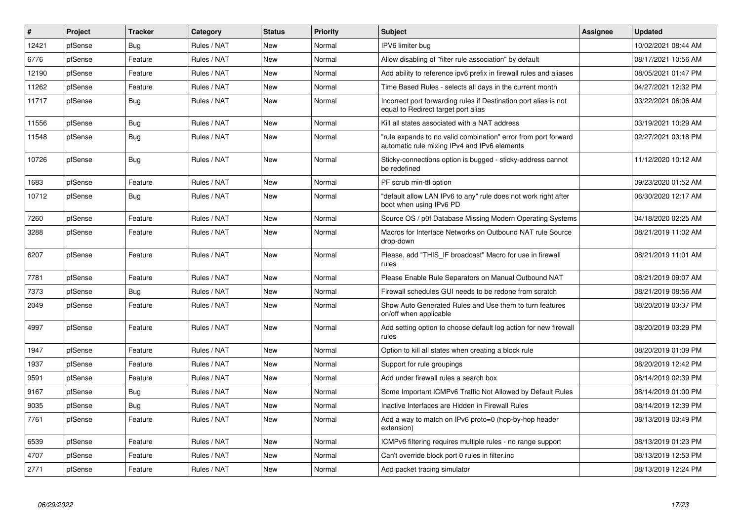| # | Project | Tracker | Category | Status | Priority | Subject | Assignee | Updated |
|---|---|---|---|---|---|---|---|---|
| 12421 | pfSense | Bug | Rules / NAT | New | Normal | IPV6 limiter bug | | 10/02/2021 08:44 AM |
| 6776 | pfSense | Feature | Rules / NAT | New | Normal | Allow disabling of "filter rule association" by default | | 08/17/2021 10:56 AM |
| 12190 | pfSense | Feature | Rules / NAT | New | Normal | Add ability to reference ipv6 prefix in firewall rules and aliases | | 08/05/2021 01:47 PM |
| 11262 | pfSense | Feature | Rules / NAT | New | Normal | Time Based Rules - selects all days in the current month | | 04/27/2021 12:32 PM |
| 11717 | pfSense | Bug | Rules / NAT | New | Normal | Incorrect port forwarding rules if Destination port alias is not equal to Redirect target port alias | | 03/22/2021 06:06 AM |
| 11556 | pfSense | Bug | Rules / NAT | New | Normal | Kill all states associated with a NAT address | | 03/19/2021 10:29 AM |
| 11548 | pfSense | Bug | Rules / NAT | New | Normal | "rule expands to no valid combination" error from port forward automatic rule mixing IPv4 and IPv6 elements | | 02/27/2021 03:18 PM |
| 10726 | pfSense | Bug | Rules / NAT | New | Normal | Sticky-connections option is bugged - sticky-address cannot be redefined | | 11/12/2020 10:12 AM |
| 1683 | pfSense | Feature | Rules / NAT | New | Normal | PF scrub min-ttl option | | 09/23/2020 01:52 AM |
| 10712 | pfSense | Bug | Rules / NAT | New | Normal | "default allow LAN IPv6 to any" rule does not work right after boot when using IPv6 PD | | 06/30/2020 12:17 AM |
| 7260 | pfSense | Feature | Rules / NAT | New | Normal | Source OS / p0f Database Missing Modern Operating Systems | | 04/18/2020 02:25 AM |
| 3288 | pfSense | Feature | Rules / NAT | New | Normal | Macros for Interface Networks on Outbound NAT rule Source drop-down | | 08/21/2019 11:02 AM |
| 6207 | pfSense | Feature | Rules / NAT | New | Normal | Please, add "THIS_IF broadcast" Macro for use in firewall rules | | 08/21/2019 11:01 AM |
| 7781 | pfSense | Feature | Rules / NAT | New | Normal | Please Enable Rule Separators on Manual Outbound NAT | | 08/21/2019 09:07 AM |
| 7373 | pfSense | Bug | Rules / NAT | New | Normal | Firewall schedules GUI needs to be redone from scratch | | 08/21/2019 08:56 AM |
| 2049 | pfSense | Feature | Rules / NAT | New | Normal | Show Auto Generated Rules and Use them to turn features on/off when applicable | | 08/20/2019 03:37 PM |
| 4997 | pfSense | Feature | Rules / NAT | New | Normal | Add setting option to choose default log action for new firewall rules | | 08/20/2019 03:29 PM |
| 1947 | pfSense | Feature | Rules / NAT | New | Normal | Option to kill all states when creating a block rule | | 08/20/2019 01:09 PM |
| 1937 | pfSense | Feature | Rules / NAT | New | Normal | Support for rule groupings | | 08/20/2019 12:42 PM |
| 9591 | pfSense | Feature | Rules / NAT | New | Normal | Add under firewall rules a search box | | 08/14/2019 02:39 PM |
| 9167 | pfSense | Bug | Rules / NAT | New | Normal | Some Important ICMPv6 Traffic Not Allowed by Default Rules | | 08/14/2019 01:00 PM |
| 9035 | pfSense | Bug | Rules / NAT | New | Normal | Inactive Interfaces are Hidden in Firewall Rules | | 08/14/2019 12:39 PM |
| 7761 | pfSense | Feature | Rules / NAT | New | Normal | Add a way to match on IPv6 proto=0 (hop-by-hop header extension) | | 08/13/2019 03:49 PM |
| 6539 | pfSense | Feature | Rules / NAT | New | Normal | ICMPv6 filtering requires multiple rules - no range support | | 08/13/2019 01:23 PM |
| 4707 | pfSense | Feature | Rules / NAT | New | Normal | Can't override block port 0 rules in filter.inc | | 08/13/2019 12:53 PM |
| 2771 | pfSense | Feature | Rules / NAT | New | Normal | Add packet tracing simulator | | 08/13/2019 12:24 PM |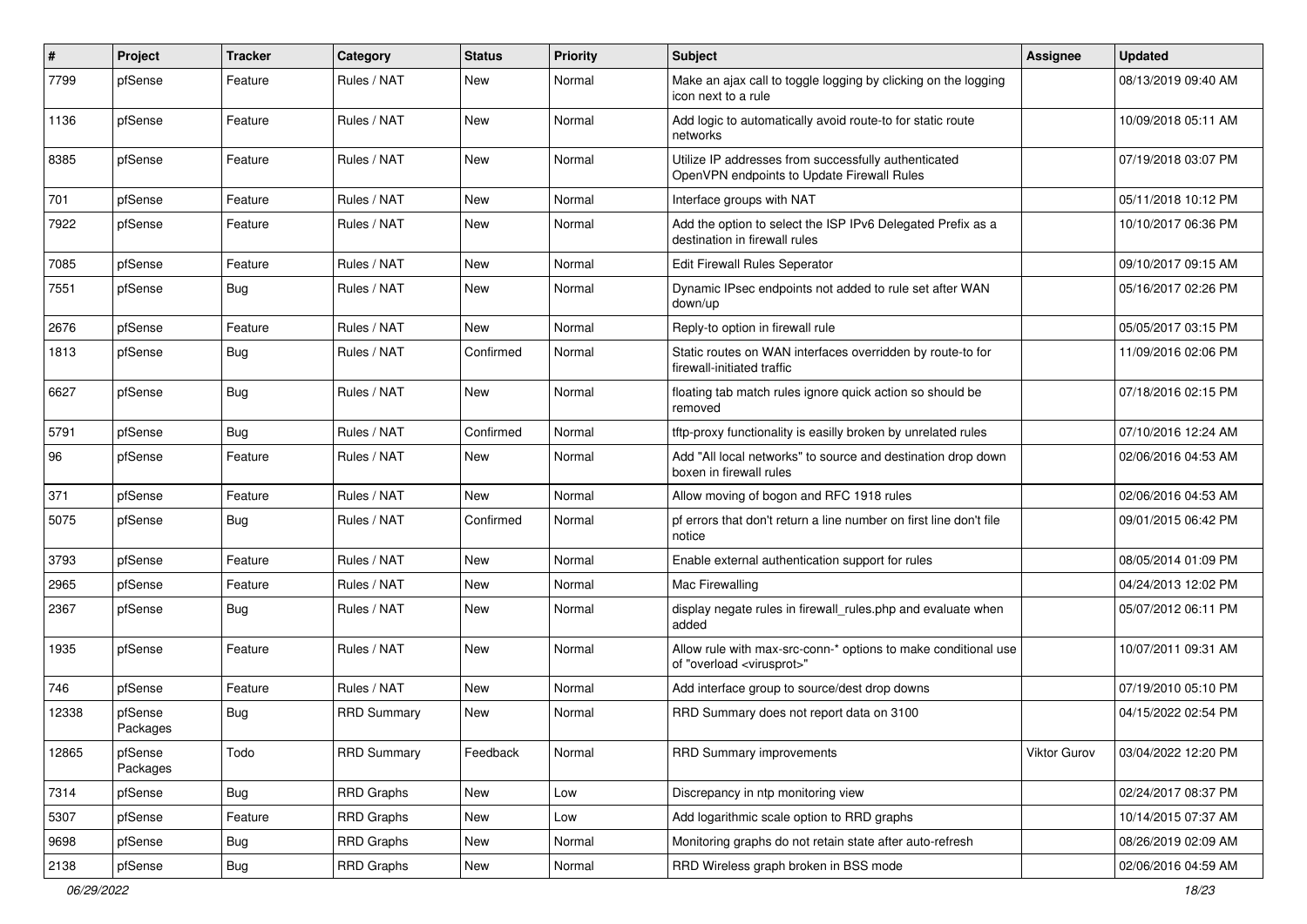| # | Project | Tracker | Category | Status | Priority | Subject | Assignee | Updated |
|---|---|---|---|---|---|---|---|---|
| 7799 | pfSense | Feature | Rules / NAT | New | Normal | Make an ajax call to toggle logging by clicking on the logging icon next to a rule | | 08/13/2019 09:40 AM |
| 1136 | pfSense | Feature | Rules / NAT | New | Normal | Add logic to automatically avoid route-to for static route networks | | 10/09/2018 05:11 AM |
| 8385 | pfSense | Feature | Rules / NAT | New | Normal | Utilize IP addresses from successfully authenticated OpenVPN endpoints to Update Firewall Rules | | 07/19/2018 03:07 PM |
| 701 | pfSense | Feature | Rules / NAT | New | Normal | Interface groups with NAT | | 05/11/2018 10:12 PM |
| 7922 | pfSense | Feature | Rules / NAT | New | Normal | Add the option to select the ISP IPv6 Delegated Prefix as a destination in firewall rules | | 10/10/2017 06:36 PM |
| 7085 | pfSense | Feature | Rules / NAT | New | Normal | Edit Firewall Rules Seperator | | 09/10/2017 09:15 AM |
| 7551 | pfSense | Bug | Rules / NAT | New | Normal | Dynamic IPsec endpoints not added to rule set after WAN down/up | | 05/16/2017 02:26 PM |
| 2676 | pfSense | Feature | Rules / NAT | New | Normal | Reply-to option in firewall rule | | 05/05/2017 03:15 PM |
| 1813 | pfSense | Bug | Rules / NAT | Confirmed | Normal | Static routes on WAN interfaces overridden by route-to for firewall-initiated traffic | | 11/09/2016 02:06 PM |
| 6627 | pfSense | Bug | Rules / NAT | New | Normal | floating tab match rules ignore quick action so should be removed | | 07/18/2016 02:15 PM |
| 5791 | pfSense | Bug | Rules / NAT | Confirmed | Normal | tftp-proxy functionality is easilly broken by unrelated rules | | 07/10/2016 12:24 AM |
| 96 | pfSense | Feature | Rules / NAT | New | Normal | Add "All local networks" to source and destination drop down boxen in firewall rules | | 02/06/2016 04:53 AM |
| 371 | pfSense | Feature | Rules / NAT | New | Normal | Allow moving of bogon and RFC 1918 rules | | 02/06/2016 04:53 AM |
| 5075 | pfSense | Bug | Rules / NAT | Confirmed | Normal | pf errors that don't return a line number on first line don't file notice | | 09/01/2015 06:42 PM |
| 3793 | pfSense | Feature | Rules / NAT | New | Normal | Enable external authentication support for rules | | 08/05/2014 01:09 PM |
| 2965 | pfSense | Feature | Rules / NAT | New | Normal | Mac Firewalling | | 04/24/2013 12:02 PM |
| 2367 | pfSense | Bug | Rules / NAT | New | Normal | display negate rules in firewall_rules.php and evaluate when added | | 05/07/2012 06:11 PM |
| 1935 | pfSense | Feature | Rules / NAT | New | Normal | Allow rule with max-src-conn-* options to make conditional use of "overload <virusprot>" | | 10/07/2011 09:31 AM |
| 746 | pfSense | Feature | Rules / NAT | New | Normal | Add interface group to source/dest drop downs | | 07/19/2010 05:10 PM |
| 12338 | pfSense Packages | Bug | RRD Summary | New | Normal | RRD Summary does not report data on 3100 | | 04/15/2022 02:54 PM |
| 12865 | pfSense Packages | Todo | RRD Summary | Feedback | Normal | RRD Summary improvements | Viktor Gurov | 03/04/2022 12:20 PM |
| 7314 | pfSense | Bug | RRD Graphs | New | Low | Discrepancy in ntp monitoring view | | 02/24/2017 08:37 PM |
| 5307 | pfSense | Feature | RRD Graphs | New | Low | Add logarithmic scale option to RRD graphs | | 10/14/2015 07:37 AM |
| 9698 | pfSense | Bug | RRD Graphs | New | Normal | Monitoring graphs do not retain state after auto-refresh | | 08/26/2019 02:09 AM |
| 2138 | pfSense | Bug | RRD Graphs | New | Normal | RRD Wireless graph broken in BSS mode | | 02/06/2016 04:59 AM |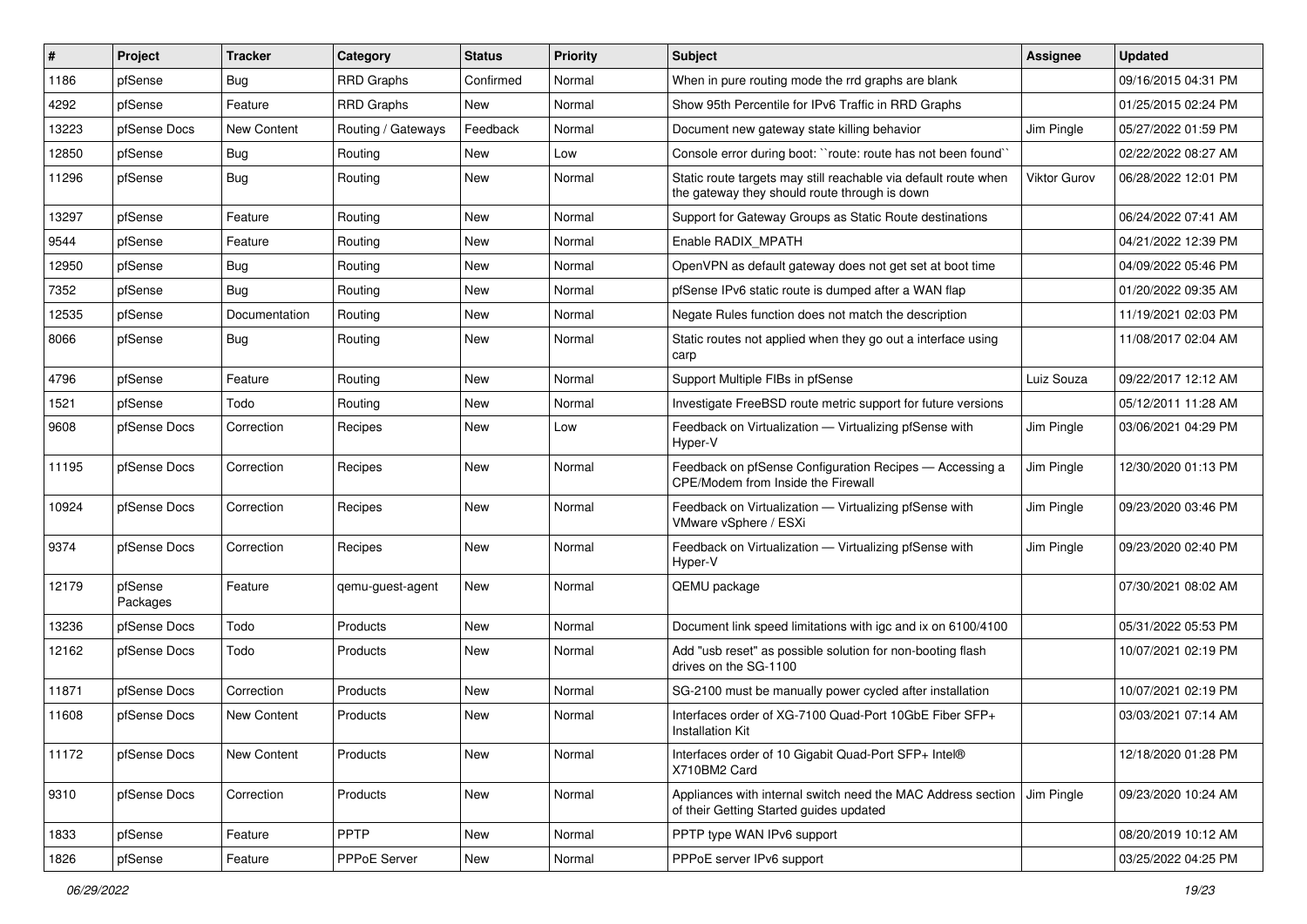| # | Project | Tracker | Category | Status | Priority | Subject | Assignee | Updated |
|---|---|---|---|---|---|---|---|---|
| 1186 | pfSense | Bug | RRD Graphs | Confirmed | Normal | When in pure routing mode the rrd graphs are blank | | 09/16/2015 04:31 PM |
| 4292 | pfSense | Feature | RRD Graphs | New | Normal | Show 95th Percentile for IPv6 Traffic in RRD Graphs | | 01/25/2015 02:24 PM |
| 13223 | pfSense Docs | New Content | Routing / Gateways | Feedback | Normal | Document new gateway state killing behavior | Jim Pingle | 05/27/2022 01:59 PM |
| 12850 | pfSense | Bug | Routing | New | Low | Console error during boot: ``route: route has not been found`` | | 02/22/2022 08:27 AM |
| 11296 | pfSense | Bug | Routing | New | Normal | Static route targets may still reachable via default route when the gateway they should route through is down | Viktor Gurov | 06/28/2022 12:01 PM |
| 13297 | pfSense | Feature | Routing | New | Normal | Support for Gateway Groups as Static Route destinations | | 06/24/2022 07:41 AM |
| 9544 | pfSense | Feature | Routing | New | Normal | Enable RADIX_MPATH | | 04/21/2022 12:39 PM |
| 12950 | pfSense | Bug | Routing | New | Normal | OpenVPN as default gateway does not get set at boot time | | 04/09/2022 05:46 PM |
| 7352 | pfSense | Bug | Routing | New | Normal | pfSense IPv6 static route is dumped after a WAN flap | | 01/20/2022 09:35 AM |
| 12535 | pfSense | Documentation | Routing | New | Normal | Negate Rules function does not match the description | | 11/19/2021 02:03 PM |
| 8066 | pfSense | Bug | Routing | New | Normal | Static routes not applied when they go out a interface using carp | | 11/08/2017 02:04 AM |
| 4796 | pfSense | Feature | Routing | New | Normal | Support Multiple FIBs in pfSense | Luiz Souza | 09/22/2017 12:12 AM |
| 1521 | pfSense | Todo | Routing | New | Normal | Investigate FreeBSD route metric support for future versions | | 05/12/2011 11:28 AM |
| 9608 | pfSense Docs | Correction | Recipes | New | Low | Feedback on Virtualization — Virtualizing pfSense with Hyper-V | Jim Pingle | 03/06/2021 04:29 PM |
| 11195 | pfSense Docs | Correction | Recipes | New | Normal | Feedback on pfSense Configuration Recipes — Accessing a CPE/Modem from Inside the Firewall | Jim Pingle | 12/30/2020 01:13 PM |
| 10924 | pfSense Docs | Correction | Recipes | New | Normal | Feedback on Virtualization — Virtualizing pfSense with VMware vSphere / ESXi | Jim Pingle | 09/23/2020 03:46 PM |
| 9374 | pfSense Docs | Correction | Recipes | New | Normal | Feedback on Virtualization — Virtualizing pfSense with Hyper-V | Jim Pingle | 09/23/2020 02:40 PM |
| 12179 | pfSense Packages | Feature | qemu-guest-agent | New | Normal | QEMU package | | 07/30/2021 08:02 AM |
| 13236 | pfSense Docs | Todo | Products | New | Normal | Document link speed limitations with igc and ix on 6100/4100 | | 05/31/2022 05:53 PM |
| 12162 | pfSense Docs | Todo | Products | New | Normal | Add "usb reset" as possible solution for non-booting flash drives on the SG-1100 | | 10/07/2021 02:19 PM |
| 11871 | pfSense Docs | Correction | Products | New | Normal | SG-2100 must be manually power cycled after installation | | 10/07/2021 02:19 PM |
| 11608 | pfSense Docs | New Content | Products | New | Normal | Interfaces order of XG-7100 Quad-Port 10GbE Fiber SFP+ Installation Kit | | 03/03/2021 07:14 AM |
| 11172 | pfSense Docs | New Content | Products | New | Normal | Interfaces order of 10 Gigabit Quad-Port SFP+ Intel® X710BM2 Card | | 12/18/2020 01:28 PM |
| 9310 | pfSense Docs | Correction | Products | New | Normal | Appliances with internal switch need the MAC Address section of their Getting Started guides updated | Jim Pingle | 09/23/2020 10:24 AM |
| 1833 | pfSense | Feature | PPTP | New | Normal | PPTP type WAN IPv6 support | | 08/20/2019 10:12 AM |
| 1826 | pfSense | Feature | PPPoE Server | New | Normal | PPPoE server IPv6 support | | 03/25/2022 04:25 PM |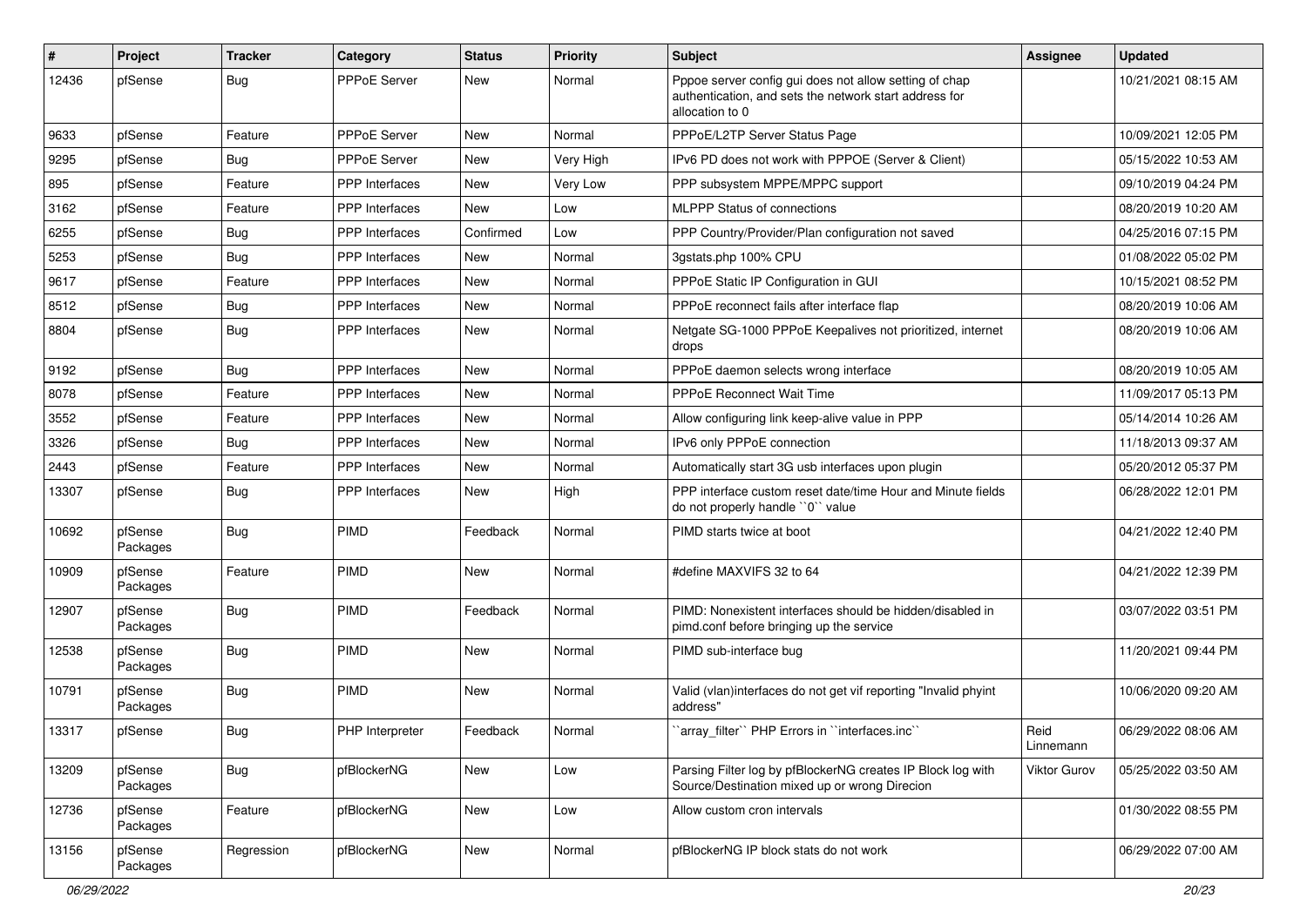| # | Project | Tracker | Category | Status | Priority | Subject | Assignee | Updated |
|---|---|---|---|---|---|---|---|---|
| 12436 | pfSense | Bug | PPPoE Server | New | Normal | Pppoe server config gui does not allow setting of chap authentication, and sets the network start address for allocation to 0 | | 10/21/2021 08:15 AM |
| 9633 | pfSense | Feature | PPPoE Server | New | Normal | PPPoE/L2TP Server Status Page | | 10/09/2021 12:05 PM |
| 9295 | pfSense | Bug | PPPoE Server | New | Very High | IPv6 PD does not work with PPPOE (Server & Client) | | 05/15/2022 10:53 AM |
| 895 | pfSense | Feature | PPP Interfaces | New | Very Low | PPP subsystem MPPE/MPPC support | | 09/10/2019 04:24 PM |
| 3162 | pfSense | Feature | PPP Interfaces | New | Low | MLPPP Status of connections | | 08/20/2019 10:20 AM |
| 6255 | pfSense | Bug | PPP Interfaces | Confirmed | Low | PPP Country/Provider/Plan configuration not saved | | 04/25/2016 07:15 PM |
| 5253 | pfSense | Bug | PPP Interfaces | New | Normal | 3gstats.php 100% CPU | | 01/08/2022 05:02 PM |
| 9617 | pfSense | Feature | PPP Interfaces | New | Normal | PPPoE Static IP Configuration in GUI | | 10/15/2021 08:52 PM |
| 8512 | pfSense | Bug | PPP Interfaces | New | Normal | PPPoE reconnect fails after interface flap | | 08/20/2019 10:06 AM |
| 8804 | pfSense | Bug | PPP Interfaces | New | Normal | Netgate SG-1000 PPPoE Keepalives not prioritized, internet drops | | 08/20/2019 10:06 AM |
| 9192 | pfSense | Bug | PPP Interfaces | New | Normal | PPPoE daemon selects wrong interface | | 08/20/2019 10:05 AM |
| 8078 | pfSense | Feature | PPP Interfaces | New | Normal | PPPoE Reconnect Wait Time | | 11/09/2017 05:13 PM |
| 3552 | pfSense | Feature | PPP Interfaces | New | Normal | Allow configuring link keep-alive value in PPP | | 05/14/2014 10:26 AM |
| 3326 | pfSense | Bug | PPP Interfaces | New | Normal | IPv6 only PPPoE connection | | 11/18/2013 09:37 AM |
| 2443 | pfSense | Feature | PPP Interfaces | New | Normal | Automatically start 3G usb interfaces upon plugin | | 05/20/2012 05:37 PM |
| 13307 | pfSense | Bug | PPP Interfaces | New | High | PPP interface custom reset date/time Hour and Minute fields do not properly handle ``0`` value | | 06/28/2022 12:01 PM |
| 10692 | pfSense Packages | Bug | PIMD | Feedback | Normal | PIMD starts twice at boot | | 04/21/2022 12:40 PM |
| 10909 | pfSense Packages | Feature | PIMD | New | Normal | #define MAXVIFS 32 to 64 | | 04/21/2022 12:39 PM |
| 12907 | pfSense Packages | Bug | PIMD | Feedback | Normal | PIMD: Nonexistent interfaces should be hidden/disabled in pimd.conf before bringing up the service | | 03/07/2022 03:51 PM |
| 12538 | pfSense Packages | Bug | PIMD | New | Normal | PIMD sub-interface bug | | 11/20/2021 09:44 PM |
| 10791 | pfSense Packages | Bug | PIMD | New | Normal | Valid (vlan)interfaces do not get vif reporting "Invalid phyint address" | | 10/06/2020 09:20 AM |
| 13317 | pfSense | Bug | PHP Interpreter | Feedback | Normal | ``array_filter`` PHP Errors in ``interfaces.inc`` | Reid Linnemann | 06/29/2022 08:06 AM |
| 13209 | pfSense Packages | Bug | pfBlockerNG | New | Low | Parsing Filter log by pfBlockerNG creates IP Block log with Source/Destination mixed up or wrong Direcion | Viktor Gurov | 05/25/2022 03:50 AM |
| 12736 | pfSense Packages | Feature | pfBlockerNG | New | Low | Allow custom cron intervals | | 01/30/2022 08:55 PM |
| 13156 | pfSense Packages | Regression | pfBlockerNG | New | Normal | pfBlockerNG IP block stats do not work | | 06/29/2022 07:00 AM |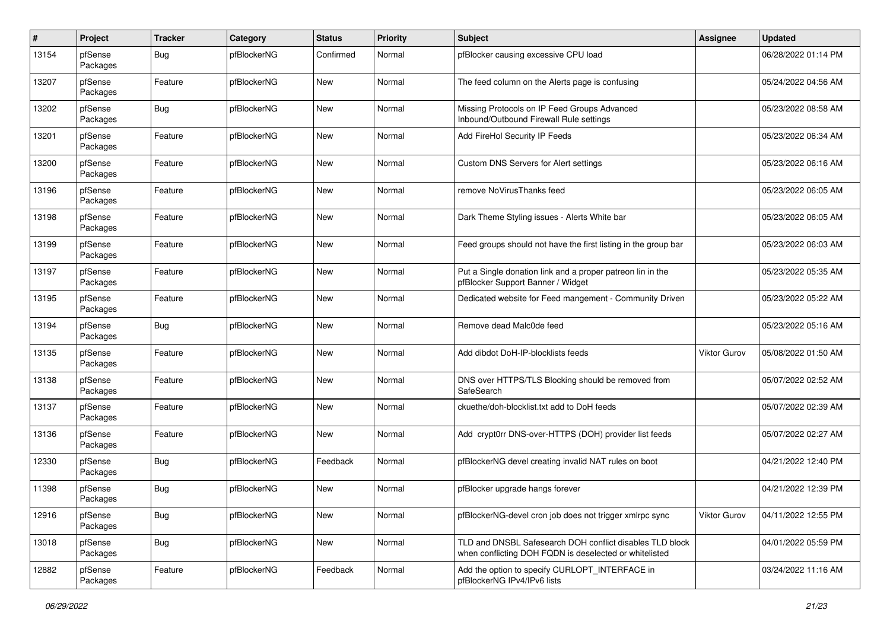| # | Project | Tracker | Category | Status | Priority | Subject | Assignee | Updated |
|---|---|---|---|---|---|---|---|---|
| 13154 | pfSense Packages | Bug | pfBlockerNG | Confirmed | Normal | pfBlocker causing excessive CPU load | | 06/28/2022 01:14 PM |
| 13207 | pfSense Packages | Feature | pfBlockerNG | New | Normal | The feed column on the Alerts page is confusing | | 05/24/2022 04:56 AM |
| 13202 | pfSense Packages | Bug | pfBlockerNG | New | Normal | Missing Protocols on IP Feed Groups Advanced Inbound/Outbound Firewall Rule settings | | 05/23/2022 08:58 AM |
| 13201 | pfSense Packages | Feature | pfBlockerNG | New | Normal | Add FireHol Security IP Feeds | | 05/23/2022 06:34 AM |
| 13200 | pfSense Packages | Feature | pfBlockerNG | New | Normal | Custom DNS Servers for Alert settings | | 05/23/2022 06:16 AM |
| 13196 | pfSense Packages | Feature | pfBlockerNG | New | Normal | remove NoVirusThanks feed | | 05/23/2022 06:05 AM |
| 13198 | pfSense Packages | Feature | pfBlockerNG | New | Normal | Dark Theme Styling issues - Alerts White bar | | 05/23/2022 06:05 AM |
| 13199 | pfSense Packages | Feature | pfBlockerNG | New | Normal | Feed groups should not have the first listing in the group bar | | 05/23/2022 06:03 AM |
| 13197 | pfSense Packages | Feature | pfBlockerNG | New | Normal | Put a Single donation link and a proper patreon lin in the pfBlocker Support Banner / Widget | | 05/23/2022 05:35 AM |
| 13195 | pfSense Packages | Feature | pfBlockerNG | New | Normal | Dedicated website for Feed mangement - Community Driven | | 05/23/2022 05:22 AM |
| 13194 | pfSense Packages | Bug | pfBlockerNG | New | Normal | Remove dead Malc0de feed | | 05/23/2022 05:16 AM |
| 13135 | pfSense Packages | Feature | pfBlockerNG | New | Normal | Add dibdot DoH-IP-blocklists feeds | Viktor Gurov | 05/08/2022 01:50 AM |
| 13138 | pfSense Packages | Feature | pfBlockerNG | New | Normal | DNS over HTTPS/TLS Blocking should be removed from SafeSearch | | 05/07/2022 02:52 AM |
| 13137 | pfSense Packages | Feature | pfBlockerNG | New | Normal | ckuethe/doh-blocklist.txt add to DoH feeds | | 05/07/2022 02:39 AM |
| 13136 | pfSense Packages | Feature | pfBlockerNG | New | Normal | Add crypt0rr DNS-over-HTTPS (DOH) provider list feeds | | 05/07/2022 02:27 AM |
| 12330 | pfSense Packages | Bug | pfBlockerNG | Feedback | Normal | pfBlockerNG devel creating invalid NAT rules on boot | | 04/21/2022 12:40 PM |
| 11398 | pfSense Packages | Bug | pfBlockerNG | New | Normal | pfBlocker upgrade hangs forever | | 04/21/2022 12:39 PM |
| 12916 | pfSense Packages | Bug | pfBlockerNG | New | Normal | pfBlockerNG-devel cron job does not trigger xmlrpc sync | Viktor Gurov | 04/11/2022 12:55 PM |
| 13018 | pfSense Packages | Bug | pfBlockerNG | New | Normal | TLD and DNSBL Safesearch DOH conflict disables TLD block when conflicting DOH FQDN is deselected or whitelisted | | 04/01/2022 05:59 PM |
| 12882 | pfSense Packages | Feature | pfBlockerNG | Feedback | Normal | Add the option to specify CURLOPT_INTERFACE in pfBlockerNG IPv4/IPv6 lists | | 03/24/2022 11:16 AM |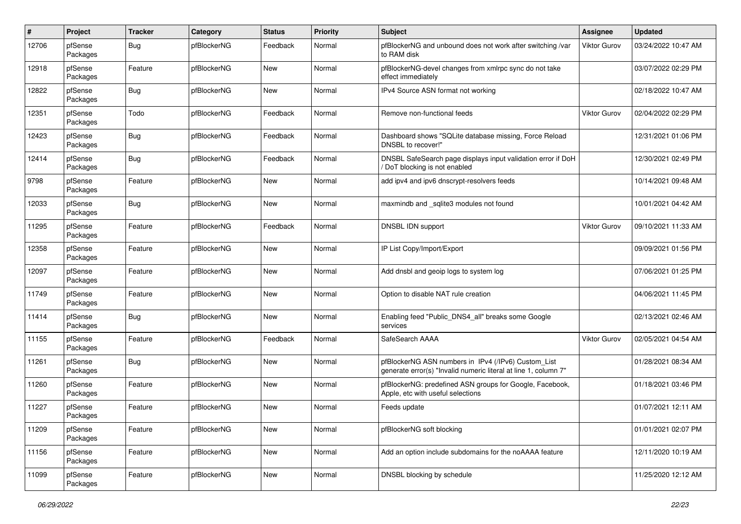| # | Project | Tracker | Category | Status | Priority | Subject | Assignee | Updated |
|---|---|---|---|---|---|---|---|---|
| 12706 | pfSense Packages | Bug | pfBlockerNG | Feedback | Normal | pfBlockerNG and unbound does not work after switching /var to RAM disk | Viktor Gurov | 03/24/2022 10:47 AM |
| 12918 | pfSense Packages | Feature | pfBlockerNG | New | Normal | pfBlockerNG-devel changes from xmlrpc sync do not take effect immediately | | 03/07/2022 02:29 PM |
| 12822 | pfSense Packages | Bug | pfBlockerNG | New | Normal | IPv4 Source ASN format not working | | 02/18/2022 10:47 AM |
| 12351 | pfSense Packages | Todo | pfBlockerNG | Feedback | Normal | Remove non-functional feeds | Viktor Gurov | 02/04/2022 02:29 PM |
| 12423 | pfSense Packages | Bug | pfBlockerNG | Feedback | Normal | Dashboard shows "SQLite database missing, Force Reload DNSBL to recover!" | | 12/31/2021 01:06 PM |
| 12414 | pfSense Packages | Bug | pfBlockerNG | Feedback | Normal | DNSBL SafeSearch page displays input validation error if DoH / DoT blocking is not enabled | | 12/30/2021 02:49 PM |
| 9798 | pfSense Packages | Feature | pfBlockerNG | New | Normal | add ipv4 and ipv6 dnscrypt-resolvers feeds | | 10/14/2021 09:48 AM |
| 12033 | pfSense Packages | Bug | pfBlockerNG | New | Normal | maxmindb and _sqlite3 modules not found | | 10/01/2021 04:42 AM |
| 11295 | pfSense Packages | Feature | pfBlockerNG | Feedback | Normal | DNSBL IDN support | Viktor Gurov | 09/10/2021 11:33 AM |
| 12358 | pfSense Packages | Feature | pfBlockerNG | New | Normal | IP List Copy/Import/Export | | 09/09/2021 01:56 PM |
| 12097 | pfSense Packages | Feature | pfBlockerNG | New | Normal | Add dnsbl and geoip logs to system log | | 07/06/2021 01:25 PM |
| 11749 | pfSense Packages | Feature | pfBlockerNG | New | Normal | Option to disable NAT rule creation | | 04/06/2021 11:45 PM |
| 11414 | pfSense Packages | Bug | pfBlockerNG | New | Normal | Enabling feed "Public_DNS4_all" breaks some Google services | | 02/13/2021 02:46 AM |
| 11155 | pfSense Packages | Feature | pfBlockerNG | Feedback | Normal | SafeSearch AAAA | Viktor Gurov | 02/05/2021 04:54 AM |
| 11261 | pfSense Packages | Bug | pfBlockerNG | New | Normal | pfBlockerNG ASN numbers in IPv4 (/IPv6) Custom_List generate error(s) "Invalid numeric literal at line 1, column 7" | | 01/28/2021 08:34 AM |
| 11260 | pfSense Packages | Feature | pfBlockerNG | New | Normal | pfBlockerNG: predefined ASN groups for Google, Facebook, Apple, etc with useful selections | | 01/18/2021 03:46 PM |
| 11227 | pfSense Packages | Feature | pfBlockerNG | New | Normal | Feeds update | | 01/07/2021 12:11 AM |
| 11209 | pfSense Packages | Feature | pfBlockerNG | New | Normal | pfBlockerNG soft blocking | | 01/01/2021 02:07 PM |
| 11156 | pfSense Packages | Feature | pfBlockerNG | New | Normal | Add an option include subdomains for the noAAAA feature | | 12/11/2020 10:19 AM |
| 11099 | pfSense Packages | Feature | pfBlockerNG | New | Normal | DNSBL blocking by schedule | | 11/25/2020 12:12 AM |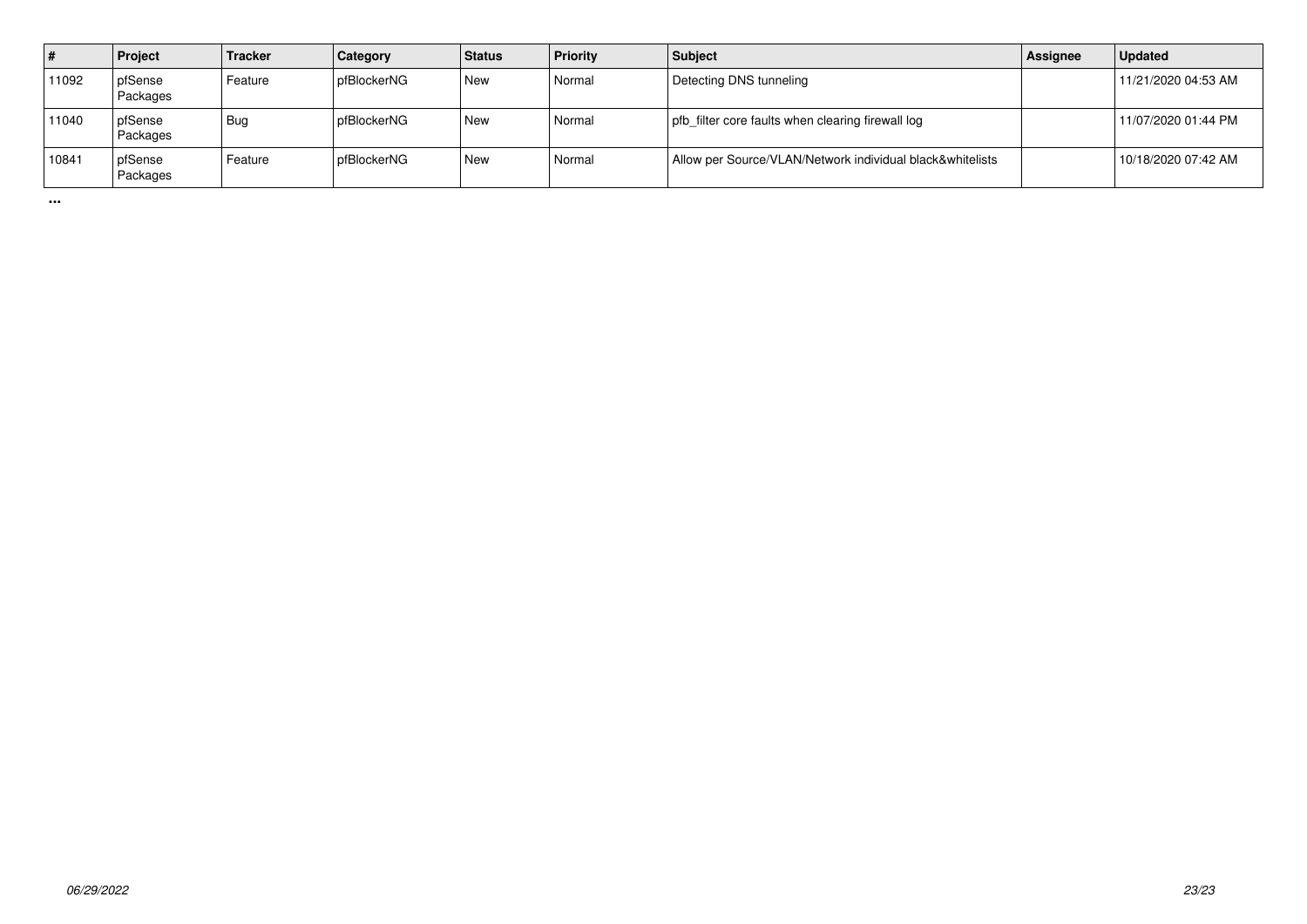| # | Project | Tracker | Category | Status | Priority | Subject | Assignee | Updated |
|---|---|---|---|---|---|---|---|---|
| 11092 | pfSense Packages | Feature | pfBlockerNG | New | Normal | Detecting DNS tunneling | | 11/21/2020 04:53 AM |
| 11040 | pfSense Packages | Bug | pfBlockerNG | New | Normal | pfb_filter core faults when clearing firewall log | | 11/07/2020 01:44 PM |
| 10841 | pfSense Packages | Feature | pfBlockerNG | New | Normal | Allow per Source/VLAN/Network individual black&whitelists | | 10/18/2020 07:42 AM |

...